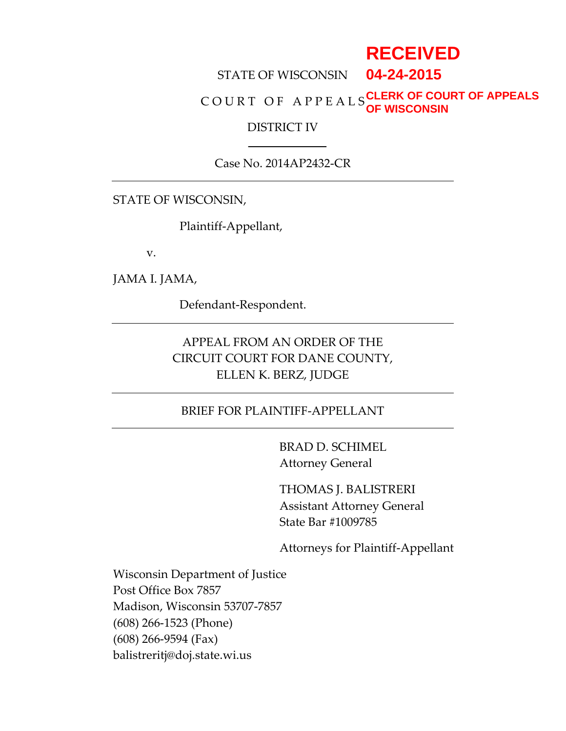RECEIVED

04-24-2015

CLERK OF COURT OF APPEALS OF WISCONSIN

STATE OF WISCONSIN

COURT OF APPEALS

DISTRICT IV

Case No. 2014AP2432-CR

---

STATE OF WISCONSIN,

Plaintiff-Appellant,

v.

JAMA I. JAMA,

Defendant-Respondent.

---

APPEAL FROM AN ORDER OF THE
CIRCUIT COURT FOR DANE COUNTY,
ELLEN K. BERZ, JUDGE

---

BRIEF FOR PLAINTIFF-APPELLANT

---

BRAD D. SCHIMEL
Attorney General

THOMAS J. BALISTRERI
Assistant Attorney General
State Bar #1009785

Attorneys for Plaintiff-Appellant

Wisconsin Department of Justice
Post Office Box 7857
Madison, Wisconsin 53707-7857
(608) 266-1523 (Phone)
(608) 266-9594 (Fax)
balistreritj@doj.state.wi.us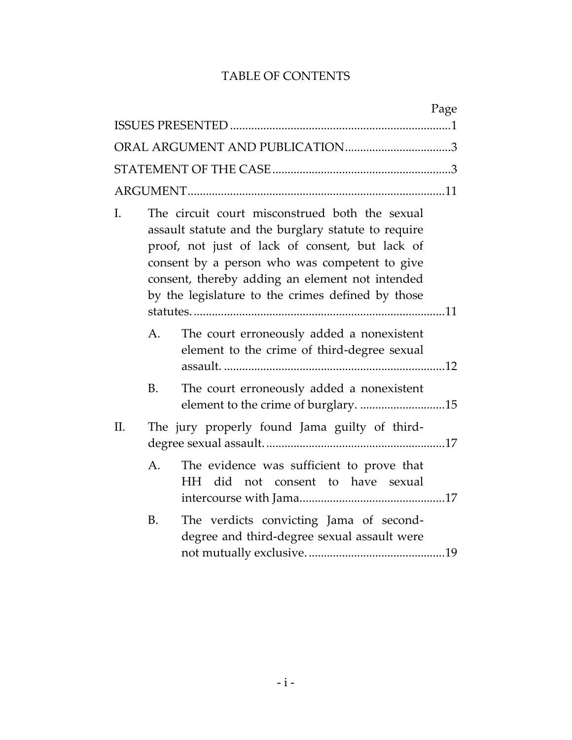# TABLE OF CONTENTS

| | Page |
|---|---|
| ISSUES PRESENTED | 1 |
| ORAL ARGUMENT AND PUBLICATION | 3 |
| STATEMENT OF THE CASE | 3 |
| ARGUMENT | 11 |
| I. The circuit court misconstrued both the sexual assault statute and the burglary statute to require proof, not just of lack of consent, but lack of consent by a person who was competent to give consent, thereby adding an element not intended by the legislature to the crimes defined by those statutes. | 11 |
| A. The court erroneously added a nonexistent element to the crime of third-degree sexual assault. | 12 |
| B. The court erroneously added a nonexistent element to the crime of burglary. | 15 |
| II. The jury properly found Jama guilty of third-degree sexual assault. | 17 |
| A. The evidence was sufficient to prove that HH did not consent to have sexual intercourse with Jama. | 17 |
| B. The verdicts convicting Jama of second-degree and third-degree sexual assault were not mutually exclusive. | 19 |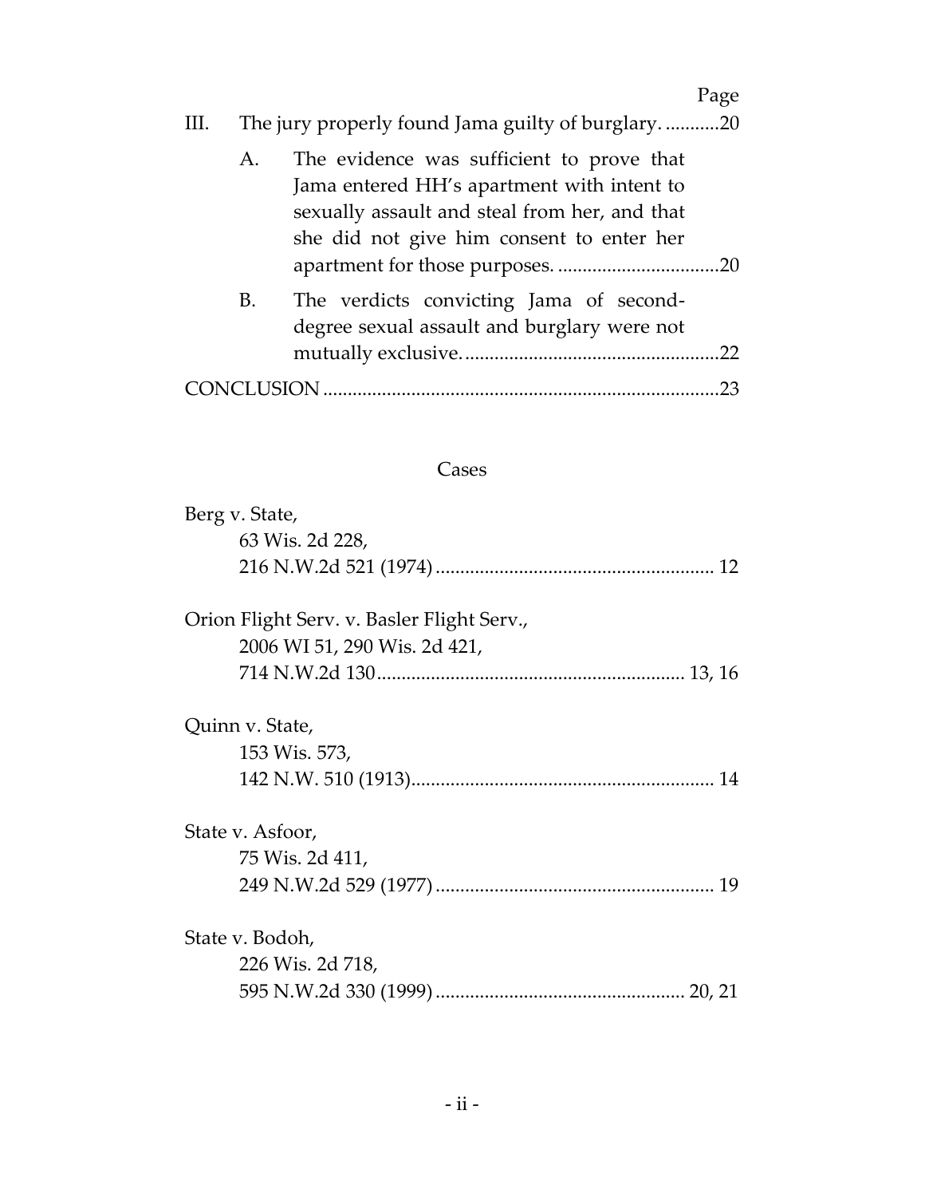Page

III. The jury properly found Jama guilty of burglary. ...........20

 A. The evidence was sufficient to prove that Jama entered HH's apartment with intent to sexually assault and steal from her, and that she did not give him consent to enter her apartment for those purposes. .................................20

 B. The verdicts convicting Jama of second-degree sexual assault and burglary were not mutually exclusive. ...................................................22

CONCLUSION ................................................................................23

## Cases

Berg v. State,
 63 Wis. 2d 228,
 216 N.W.2d 521 (1974) ........................................................ 12

Orion Flight Serv. v. Basler Flight Serv.,
 2006 WI 51, 290 Wis. 2d 421,
 714 N.W.2d 130.............................................................. 13, 16

Quinn v. State,
 153 Wis. 573,
 142 N.W. 510 (1913)............................................................. 14

State v. Asfoor,
 75 Wis. 2d 411,
 249 N.W.2d 529 (1977) ........................................................ 19

State v. Bodoh,
 226 Wis. 2d 718,
 595 N.W.2d 330 (1999) .................................................. 20, 21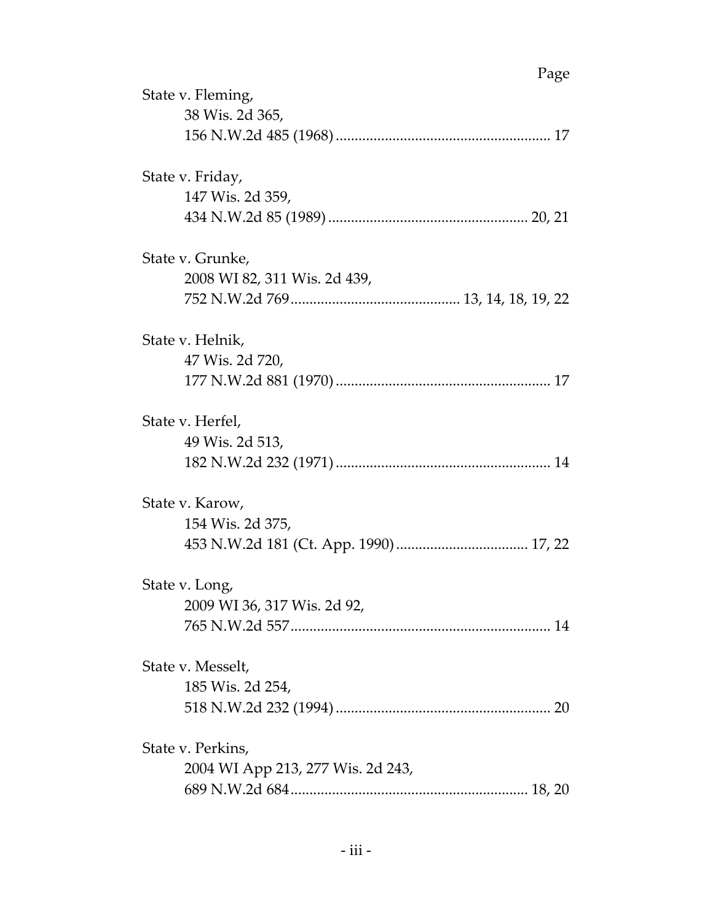Page

State v. Fleming,
38 Wis. 2d 365,
156 N.W.2d 485 (1968) ........................................................ 17

State v. Friday,
147 Wis. 2d 359,
434 N.W.2d 85 (1989) .................................................... 20, 21

State v. Grunke,
2008 WI 82, 311 Wis. 2d 439,
752 N.W.2d 769 ............................................ 13, 14, 18, 19, 22

State v. Helnik,
47 Wis. 2d 720,
177 N.W.2d 881 (1970) ........................................................ 17

State v. Herfel,
49 Wis. 2d 513,
182 N.W.2d 232 (1971) ........................................................ 14

State v. Karow,
154 Wis. 2d 375,
453 N.W.2d 181 (Ct. App. 1990) .................................. 17, 22

State v. Long,
2009 WI 36, 317 Wis. 2d 92,
765 N.W.2d 557 .................................................................... 14

State v. Messelt,
185 Wis. 2d 254,
518 N.W.2d 232 (1994) ........................................................ 20

State v. Perkins,
2004 WI App 213, 277 Wis. 2d 243,
689 N.W.2d 684 .............................................................. 18, 20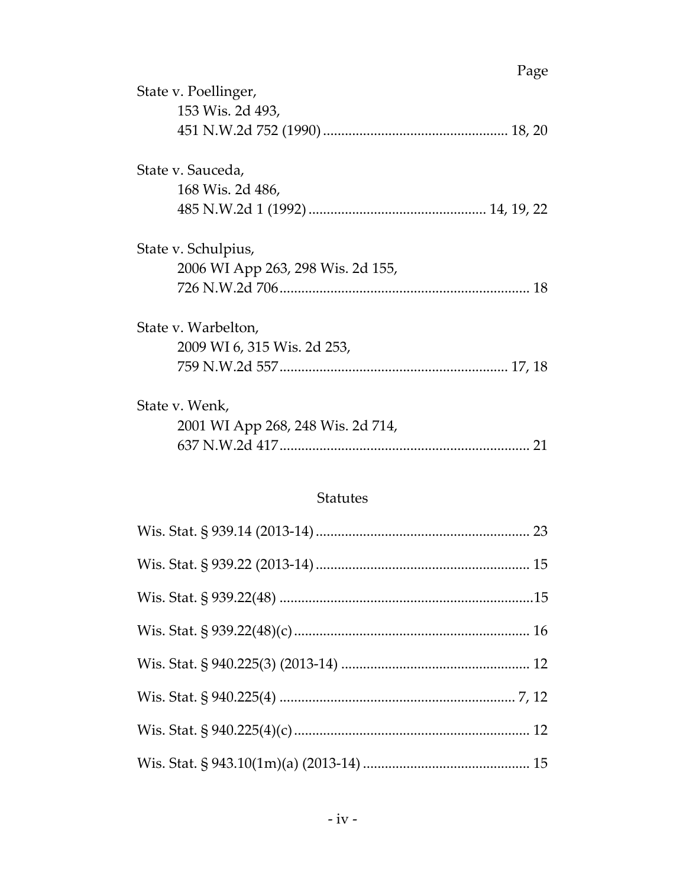Page

State v. Poellinger,
153 Wis. 2d 493,
451 N.W.2d 752 (1990) .................................................. 18, 20

State v. Sauceda,
168 Wis. 2d 486,
485 N.W.2d 1 (1992) ................................................ 14, 19, 22

State v. Schulpius,
2006 WI App 263, 298 Wis. 2d 155,
726 N.W.2d 706 .................................................................... 18

State v. Warbelton,
2009 WI 6, 315 Wis. 2d 253,
759 N.W.2d 557 .............................................................. 17, 18

State v. Wenk,
2001 WI App 268, 248 Wis. 2d 714,
637 N.W.2d 417 .................................................................... 21

## Statutes

Wis. Stat. § 939.14 (2013-14) .......................................................... 23

Wis. Stat. § 939.22 (2013-14) .......................................................... 15

Wis. Stat. § 939.22(48) .....................................................................15

Wis. Stat. § 939.22(48)(c) ................................................................ 16

Wis. Stat. § 940.225(3) (2013-14) ................................................... 12

Wis. Stat. § 940.225(4) ................................................................ 7, 12

Wis. Stat. § 940.225(4)(c) ................................................................ 12

Wis. Stat. § 943.10(1m)(a) (2013-14) ............................................. 15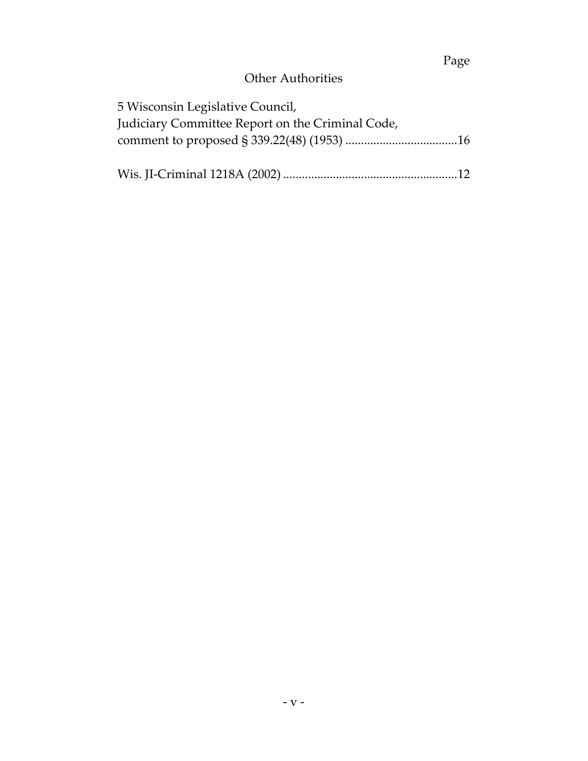Page

## Other Authorities

5 Wisconsin Legislative Council,
Judiciary Committee Report on the Criminal Code,
comment to proposed § 339.22(48) (1953) ....................................16

Wis. JI-Criminal 1218A (2002) ........................................................12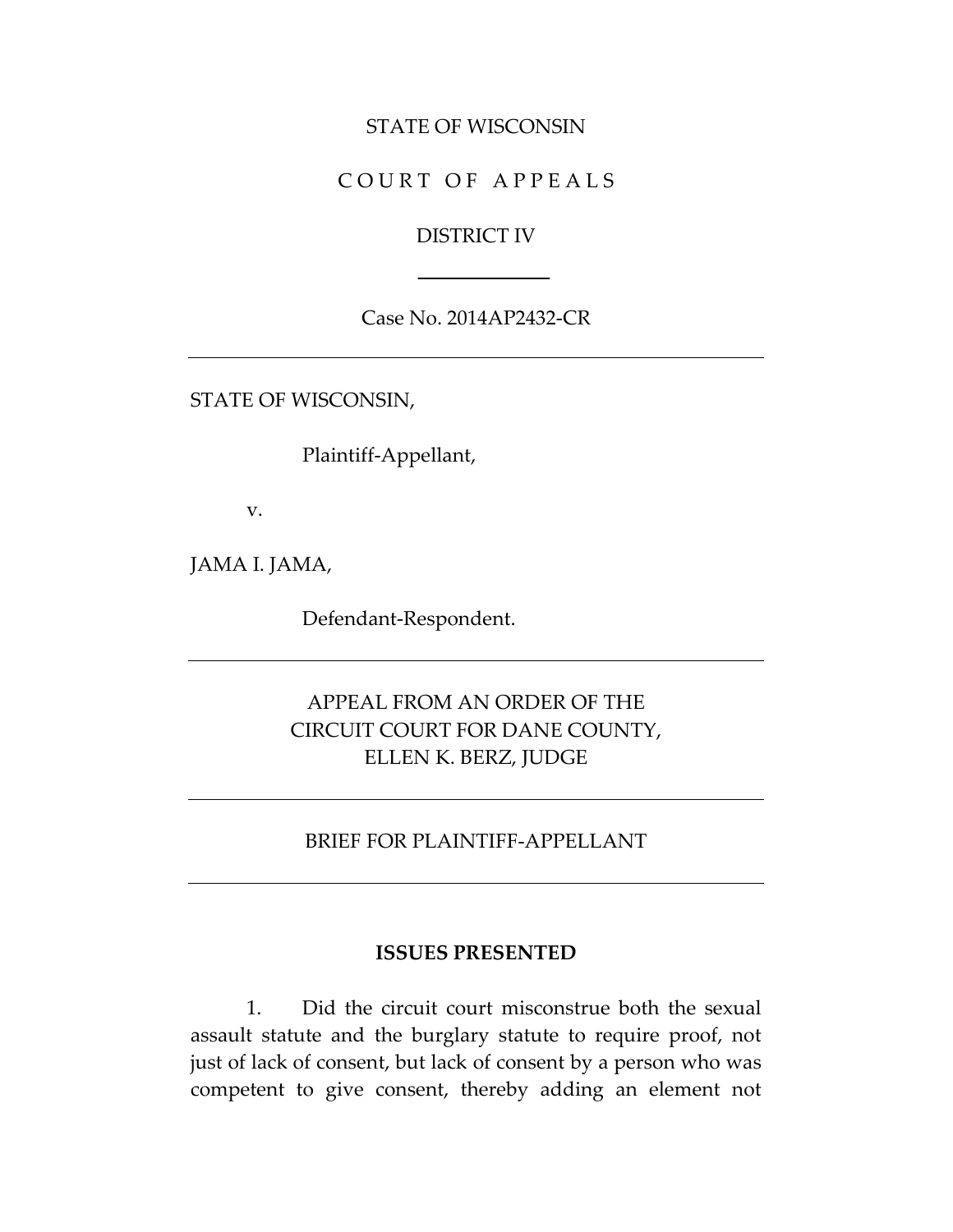STATE OF WISCONSIN

C O U R T O F A P P E A L S

DISTRICT IV

---

Case No. 2014AP2432-CR

---

STATE OF WISCONSIN,

Plaintiff-Appellant,

v.

JAMA I. JAMA,

Defendant-Respondent.

---

APPEAL FROM AN ORDER OF THE
CIRCUIT COURT FOR DANE COUNTY,
ELLEN K. BERZ, JUDGE

---

BRIEF FOR PLAINTIFF-APPELLANT

---

## ISSUES PRESENTED

1. Did the circuit court misconstrue both the sexual assault statute and the burglary statute to require proof, not just of lack of consent, but lack of consent by a person who was competent to give consent, thereby adding an element not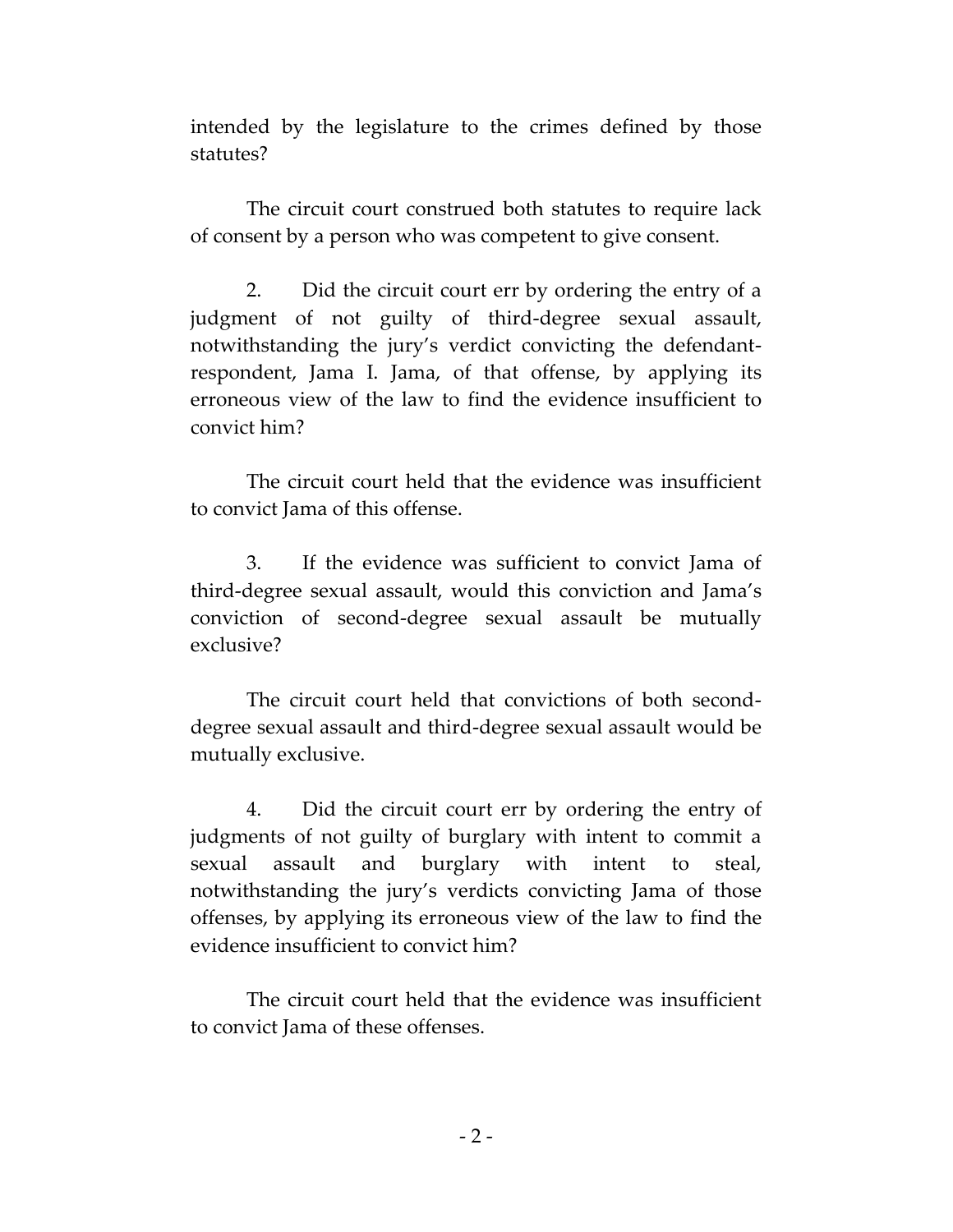intended by the legislature to the crimes defined by those statutes?

The circuit court construed both statutes to require lack of consent by a person who was competent to give consent.

2. Did the circuit court err by ordering the entry of a judgment of not guilty of third-degree sexual assault, notwithstanding the jury's verdict convicting the defendant-respondent, Jama I. Jama, of that offense, by applying its erroneous view of the law to find the evidence insufficient to convict him?

The circuit court held that the evidence was insufficient to convict Jama of this offense.

3. If the evidence was sufficient to convict Jama of third-degree sexual assault, would this conviction and Jama's conviction of second-degree sexual assault be mutually exclusive?

The circuit court held that convictions of both second-degree sexual assault and third-degree sexual assault would be mutually exclusive.

4. Did the circuit court err by ordering the entry of judgments of not guilty of burglary with intent to commit a sexual assault and burglary with intent to steal, notwithstanding the jury's verdicts convicting Jama of those offenses, by applying its erroneous view of the law to find the evidence insufficient to convict him?

The circuit court held that the evidence was insufficient to convict Jama of these offenses.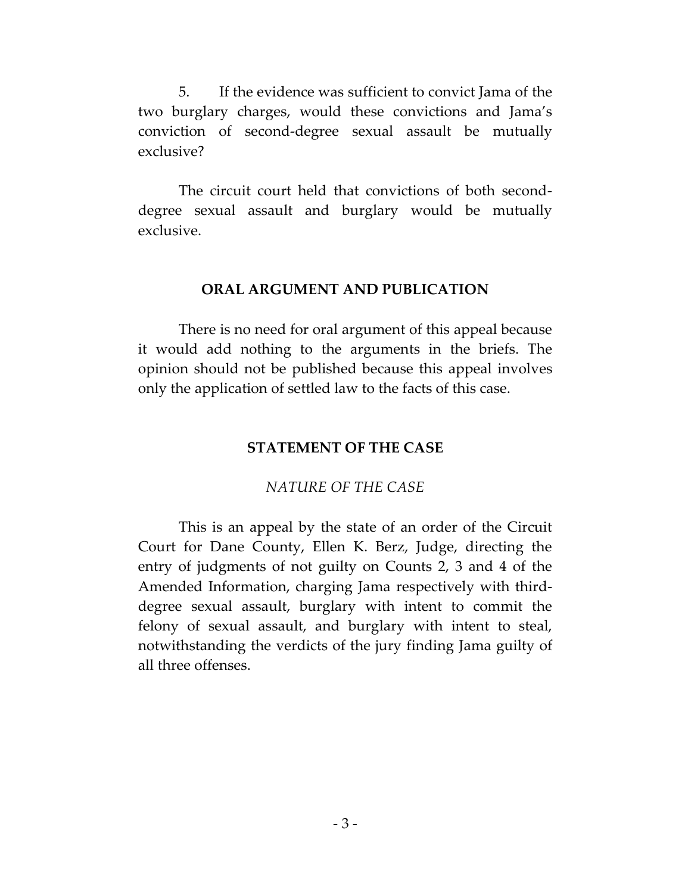5. If the evidence was sufficient to convict Jama of the two burglary charges, would these convictions and Jama's conviction of second-degree sexual assault be mutually exclusive?

The circuit court held that convictions of both second-degree sexual assault and burglary would be mutually exclusive.

## ORAL ARGUMENT AND PUBLICATION

There is no need for oral argument of this appeal because it would add nothing to the arguments in the briefs. The opinion should not be published because this appeal involves only the application of settled law to the facts of this case.

## STATEMENT OF THE CASE

### *NATURE OF THE CASE*

This is an appeal by the state of an order of the Circuit Court for Dane County, Ellen K. Berz, Judge, directing the entry of judgments of not guilty on Counts 2, 3 and 4 of the Amended Information, charging Jama respectively with third-degree sexual assault, burglary with intent to commit the felony of sexual assault, and burglary with intent to steal, notwithstanding the verdicts of the jury finding Jama guilty of all three offenses.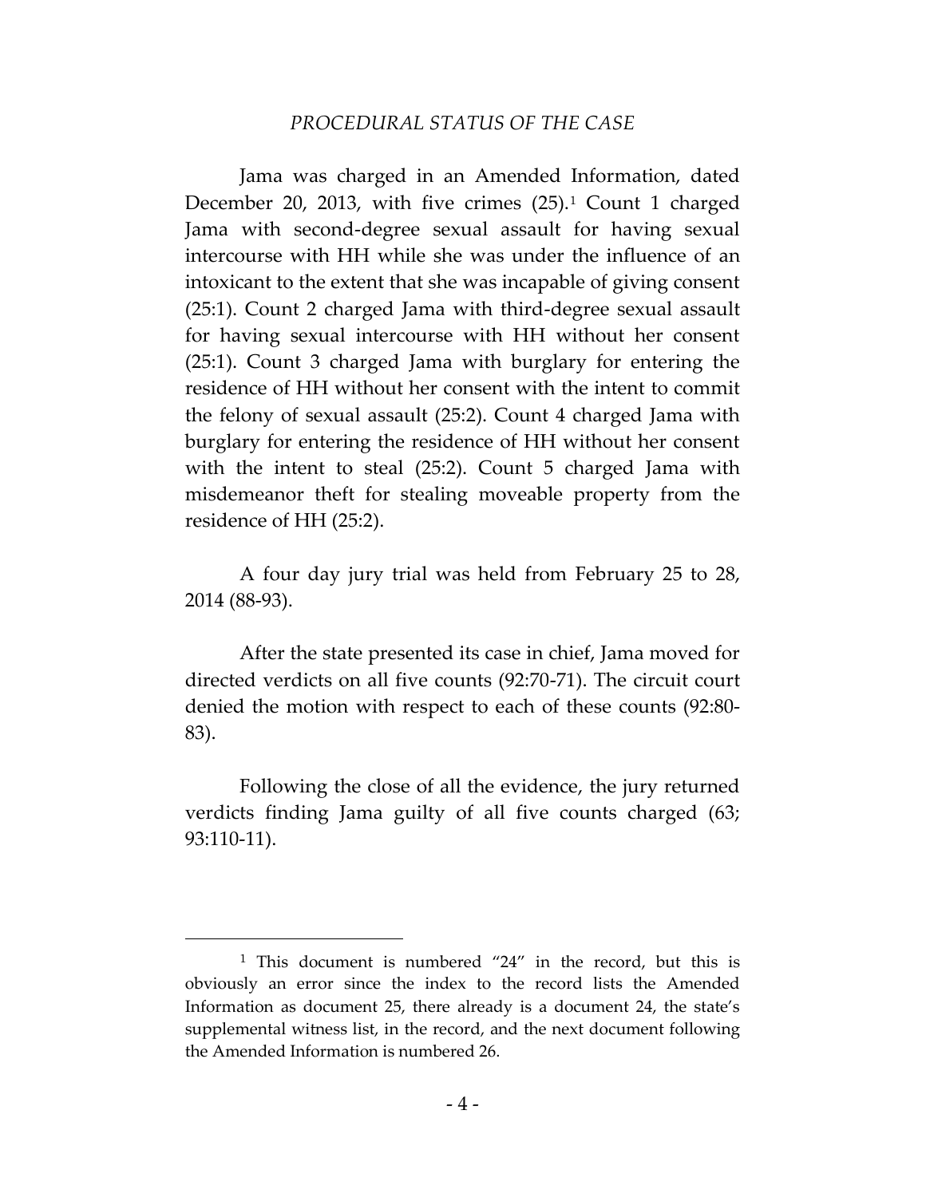## *PROCEDURAL STATUS OF THE CASE*

Jama was charged in an Amended Information, dated December 20, 2013, with five crimes (25).[1] Count 1 charged Jama with second-degree sexual assault for having sexual intercourse with HH while she was under the influence of an intoxicant to the extent that she was incapable of giving consent (25:1). Count 2 charged Jama with third-degree sexual assault for having sexual intercourse with HH without her consent (25:1). Count 3 charged Jama with burglary for entering the residence of HH without her consent with the intent to commit the felony of sexual assault (25:2). Count 4 charged Jama with burglary for entering the residence of HH without her consent with the intent to steal (25:2). Count 5 charged Jama with misdemeanor theft for stealing moveable property from the residence of HH (25:2).

A four day jury trial was held from February 25 to 28, 2014 (88-93).

After the state presented its case in chief, Jama moved for directed verdicts on all five counts (92:70-71). The circuit court denied the motion with respect to each of these counts (92:80-83).

Following the close of all the evidence, the jury returned verdicts finding Jama guilty of all five counts charged (63; 93:110-11).

---

[1] This document is numbered "24" in the record, but this is obviously an error since the index to the record lists the Amended Information as document 25, there already is a document 24, the state's supplemental witness list, in the record, and the next document following the Amended Information is numbered 26.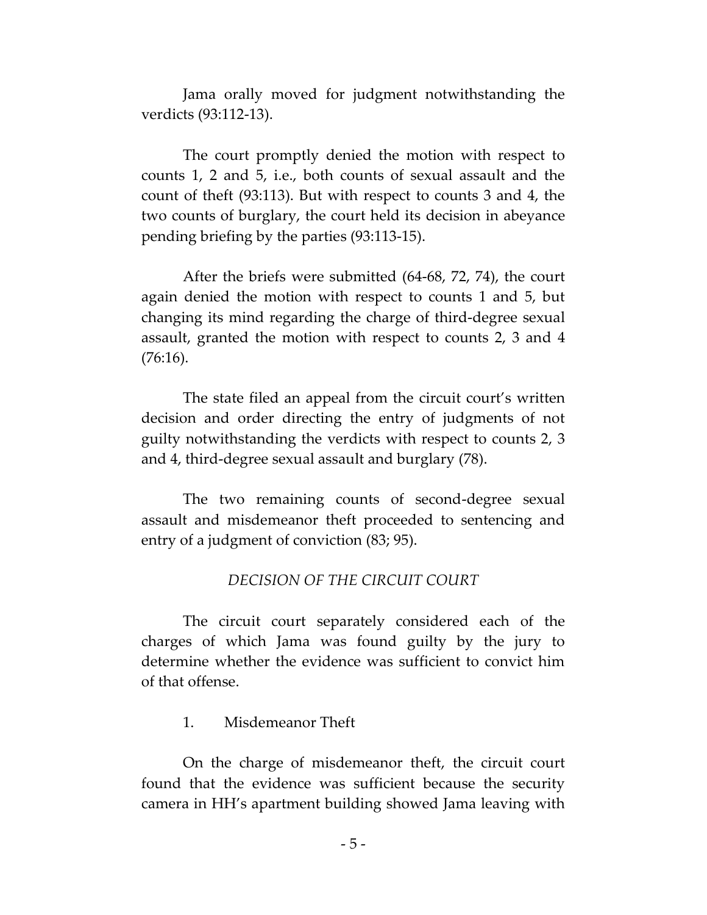Jama orally moved for judgment notwithstanding the verdicts (93:112-13).

The court promptly denied the motion with respect to counts 1, 2 and 5, i.e., both counts of sexual assault and the count of theft (93:113). But with respect to counts 3 and 4, the two counts of burglary, the court held its decision in abeyance pending briefing by the parties (93:113-15).

After the briefs were submitted (64-68, 72, 74), the court again denied the motion with respect to counts 1 and 5, but changing its mind regarding the charge of third-degree sexual assault, granted the motion with respect to counts 2, 3 and 4 (76:16).

The state filed an appeal from the circuit court's written decision and order directing the entry of judgments of not guilty notwithstanding the verdicts with respect to counts 2, 3 and 4, third-degree sexual assault and burglary (78).

The two remaining counts of second-degree sexual assault and misdemeanor theft proceeded to sentencing and entry of a judgment of conviction (83; 95).

### *DECISION OF THE CIRCUIT COURT*

The circuit court separately considered each of the charges of which Jama was found guilty by the jury to determine whether the evidence was sufficient to convict him of that offense.

1. Misdemeanor Theft

On the charge of misdemeanor theft, the circuit court found that the evidence was sufficient because the security camera in HH's apartment building showed Jama leaving with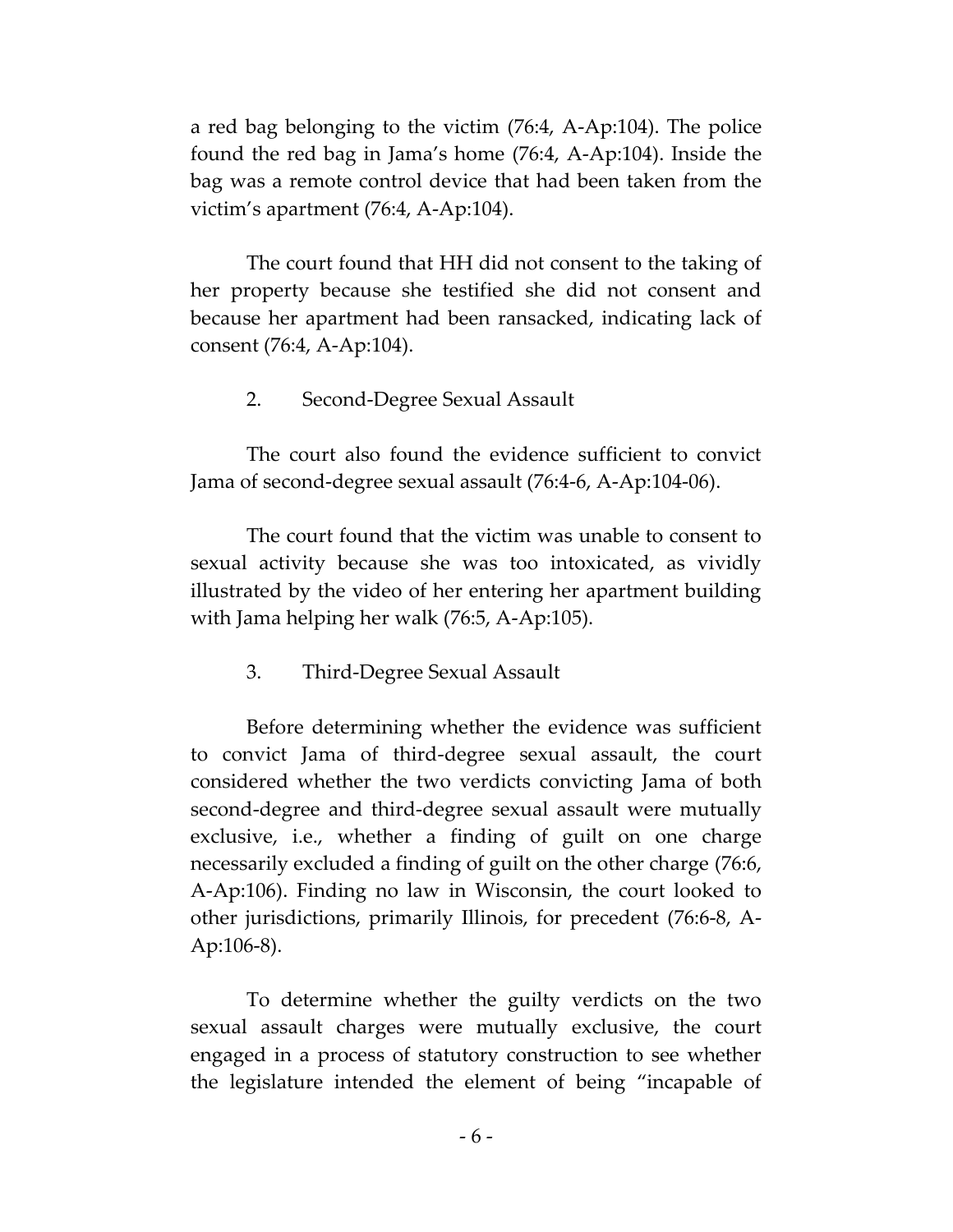a red bag belonging to the victim (76:4, A-Ap:104). The police found the red bag in Jama's home (76:4, A-Ap:104). Inside the bag was a remote control device that had been taken from the victim's apartment (76:4, A-Ap:104).

The court found that HH did not consent to the taking of her property because she testified she did not consent and because her apartment had been ransacked, indicating lack of consent (76:4, A-Ap:104).

2. Second-Degree Sexual Assault

The court also found the evidence sufficient to convict Jama of second-degree sexual assault (76:4-6, A-Ap:104-06).

The court found that the victim was unable to consent to sexual activity because she was too intoxicated, as vividly illustrated by the video of her entering her apartment building with Jama helping her walk (76:5, A-Ap:105).

3. Third-Degree Sexual Assault

Before determining whether the evidence was sufficient to convict Jama of third-degree sexual assault, the court considered whether the two verdicts convicting Jama of both second-degree and third-degree sexual assault were mutually exclusive, i.e., whether a finding of guilt on one charge necessarily excluded a finding of guilt on the other charge (76:6, A-Ap:106). Finding no law in Wisconsin, the court looked to other jurisdictions, primarily Illinois, for precedent (76:6-8, A-Ap:106-8).

To determine whether the guilty verdicts on the two sexual assault charges were mutually exclusive, the court engaged in a process of statutory construction to see whether the legislature intended the element of being "incapable of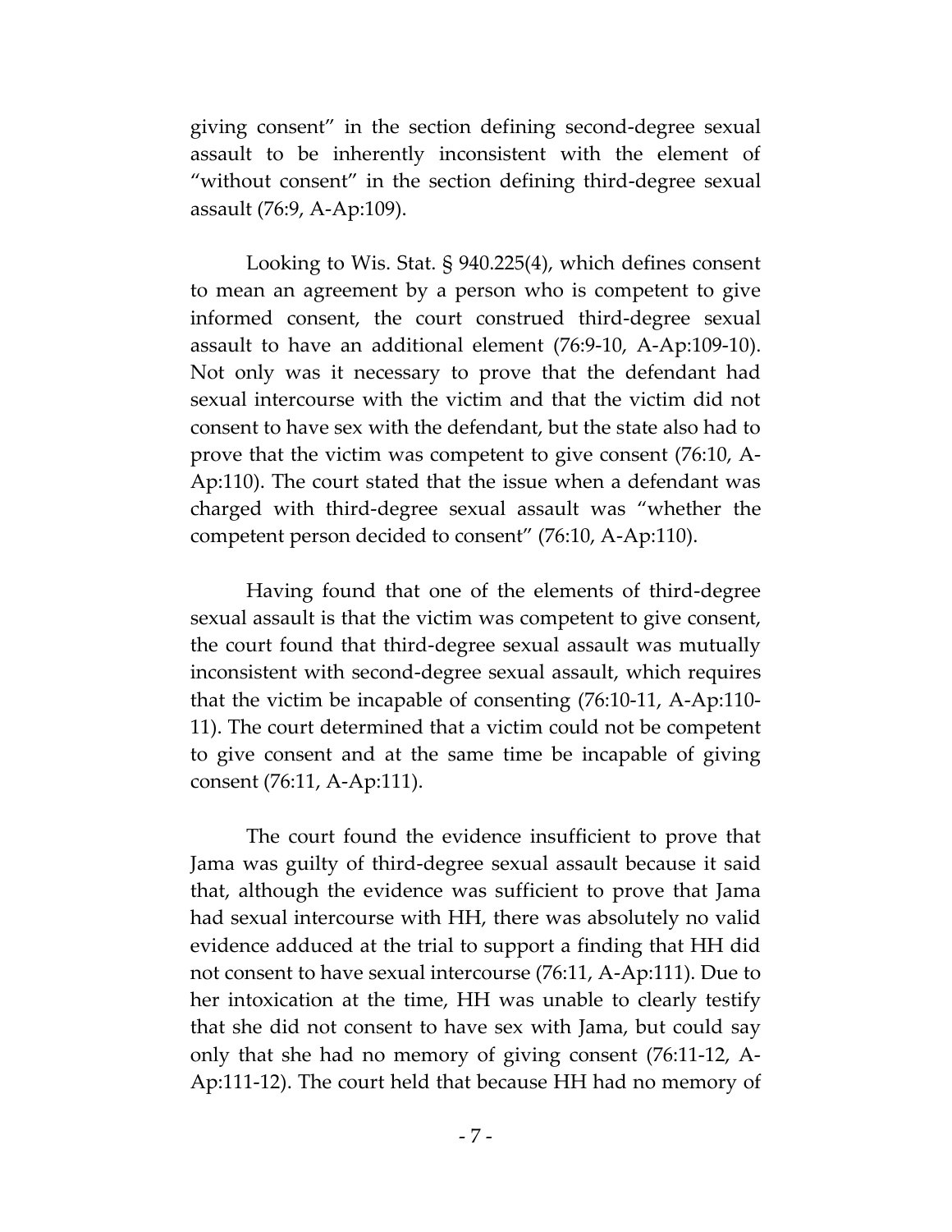giving consent" in the section defining second-degree sexual assault to be inherently inconsistent with the element of "without consent" in the section defining third-degree sexual assault (76:9, A-Ap:109).

Looking to Wis. Stat. § 940.225(4), which defines consent to mean an agreement by a person who is competent to give informed consent, the court construed third-degree sexual assault to have an additional element (76:9-10, A-Ap:109-10). Not only was it necessary to prove that the defendant had sexual intercourse with the victim and that the victim did not consent to have sex with the defendant, but the state also had to prove that the victim was competent to give consent (76:10, A-Ap:110). The court stated that the issue when a defendant was charged with third-degree sexual assault was "whether the competent person decided to consent" (76:10, A-Ap:110).

Having found that one of the elements of third-degree sexual assault is that the victim was competent to give consent, the court found that third-degree sexual assault was mutually inconsistent with second-degree sexual assault, which requires that the victim be incapable of consenting (76:10-11, A-Ap:110-11). The court determined that a victim could not be competent to give consent and at the same time be incapable of giving consent (76:11, A-Ap:111).

The court found the evidence insufficient to prove that Jama was guilty of third-degree sexual assault because it said that, although the evidence was sufficient to prove that Jama had sexual intercourse with HH, there was absolutely no valid evidence adduced at the trial to support a finding that HH did not consent to have sexual intercourse (76:11, A-Ap:111). Due to her intoxication at the time, HH was unable to clearly testify that she did not consent to have sex with Jama, but could say only that she had no memory of giving consent (76:11-12, A-Ap:111-12). The court held that because HH had no memory of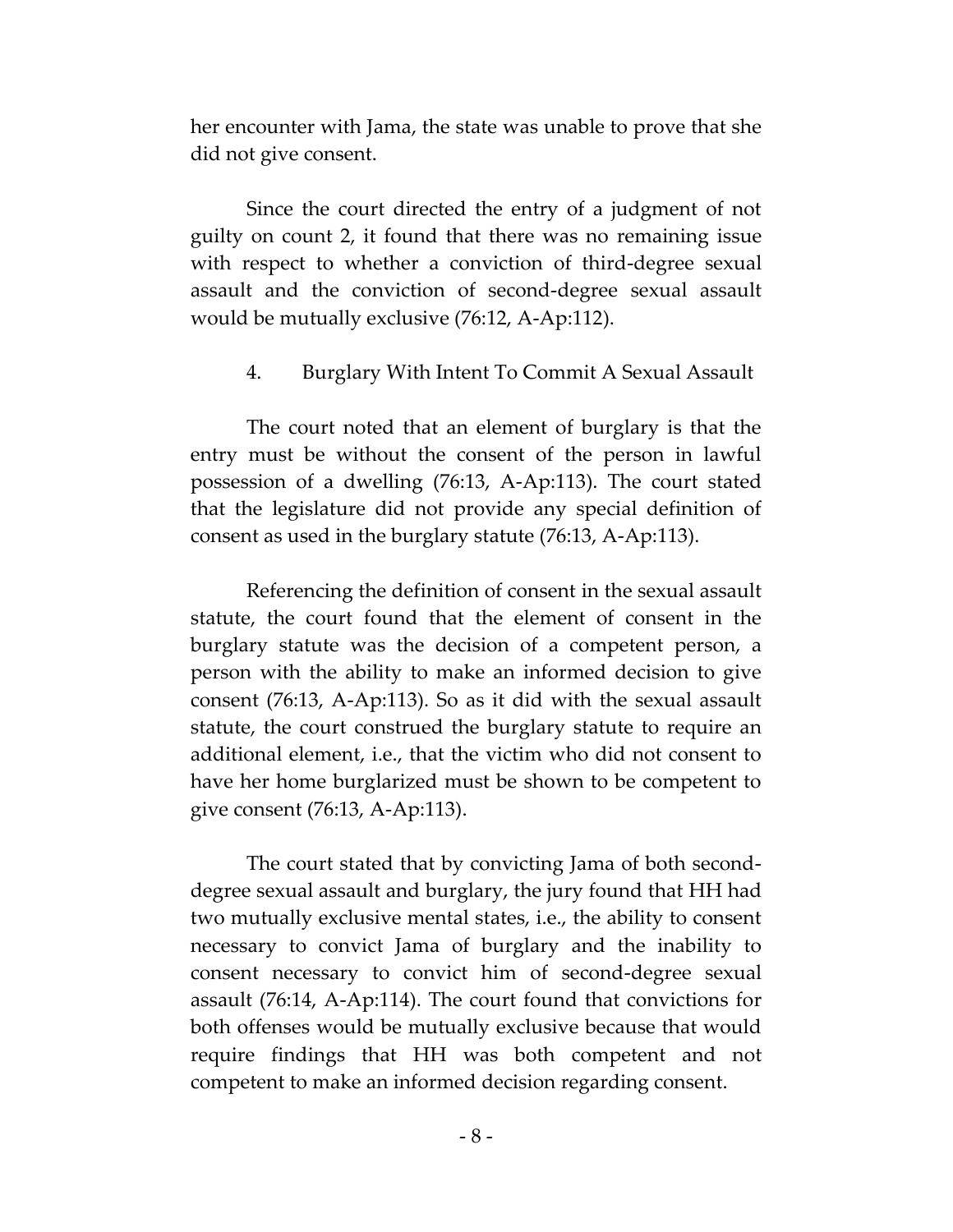her encounter with Jama, the state was unable to prove that she did not give consent.

Since the court directed the entry of a judgment of not guilty on count 2, it found that there was no remaining issue with respect to whether a conviction of third-degree sexual assault and the conviction of second-degree sexual assault would be mutually exclusive (76:12, A-Ap:112).

4. Burglary With Intent To Commit A Sexual Assault

The court noted that an element of burglary is that the entry must be without the consent of the person in lawful possession of a dwelling (76:13, A-Ap:113). The court stated that the legislature did not provide any special definition of consent as used in the burglary statute (76:13, A-Ap:113).

Referencing the definition of consent in the sexual assault statute, the court found that the element of consent in the burglary statute was the decision of a competent person, a person with the ability to make an informed decision to give consent (76:13, A-Ap:113). So as it did with the sexual assault statute, the court construed the burglary statute to require an additional element, i.e., that the victim who did not consent to have her home burglarized must be shown to be competent to give consent (76:13, A-Ap:113).

The court stated that by convicting Jama of both second-degree sexual assault and burglary, the jury found that HH had two mutually exclusive mental states, i.e., the ability to consent necessary to convict Jama of burglary and the inability to consent necessary to convict him of second-degree sexual assault (76:14, A-Ap:114). The court found that convictions for both offenses would be mutually exclusive because that would require findings that HH was both competent and not competent to make an informed decision regarding consent.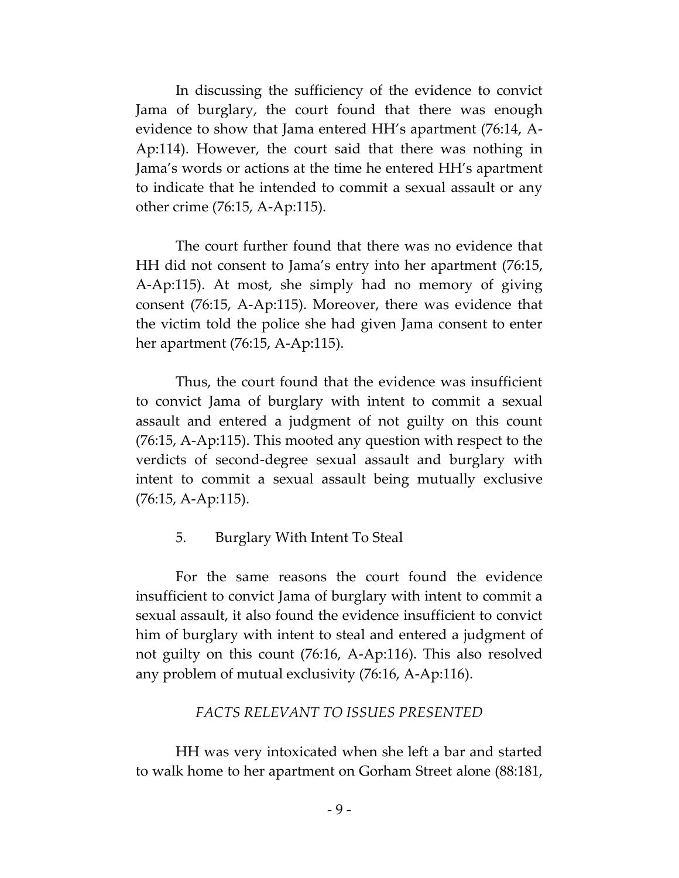In discussing the sufficiency of the evidence to convict Jama of burglary, the court found that there was enough evidence to show that Jama entered HH's apartment (76:14, A-Ap:114). However, the court said that there was nothing in Jama's words or actions at the time he entered HH's apartment to indicate that he intended to commit a sexual assault or any other crime (76:15, A-Ap:115).

The court further found that there was no evidence that HH did not consent to Jama's entry into her apartment (76:15, A-Ap:115). At most, she simply had no memory of giving consent (76:15, A-Ap:115). Moreover, there was evidence that the victim told the police she had given Jama consent to enter her apartment (76:15, A-Ap:115).

Thus, the court found that the evidence was insufficient to convict Jama of burglary with intent to commit a sexual assault and entered a judgment of not guilty on this count (76:15, A-Ap:115). This mooted any question with respect to the verdicts of second-degree sexual assault and burglary with intent to commit a sexual assault being mutually exclusive (76:15, A-Ap:115).

5. Burglary With Intent To Steal

For the same reasons the court found the evidence insufficient to convict Jama of burglary with intent to commit a sexual assault, it also found the evidence insufficient to convict him of burglary with intent to steal and entered a judgment of not guilty on this count (76:16, A-Ap:116). This also resolved any problem of mutual exclusivity (76:16, A-Ap:116).

*FACTS RELEVANT TO ISSUES PRESENTED*

HH was very intoxicated when she left a bar and started to walk home to her apartment on Gorham Street alone (88:181,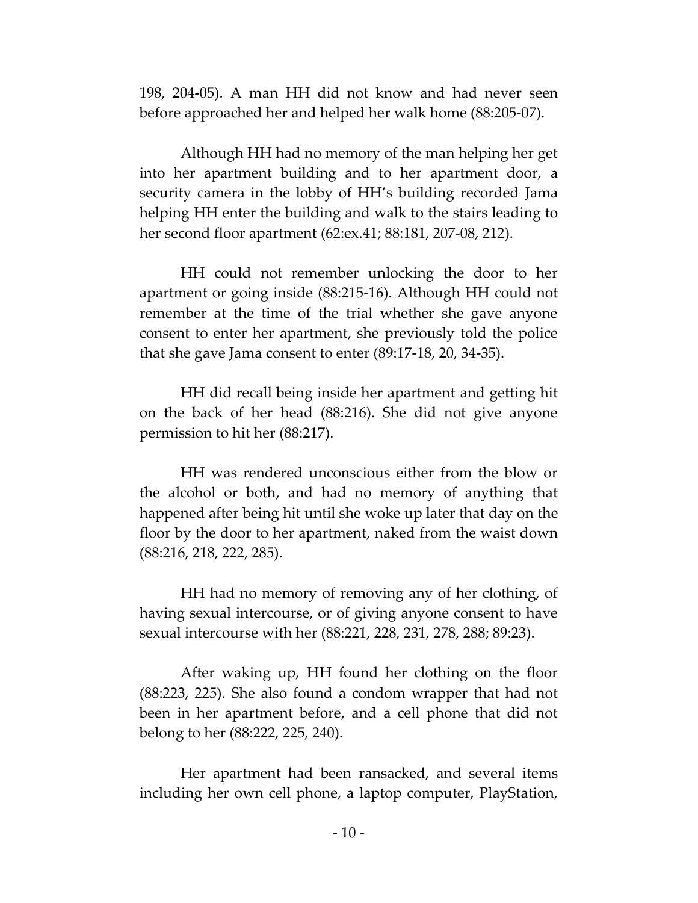198, 204-05). A man HH did not know and had never seen before approached her and helped her walk home (88:205-07).

Although HH had no memory of the man helping her get into her apartment building and to her apartment door, a security camera in the lobby of HH's building recorded Jama helping HH enter the building and walk to the stairs leading to her second floor apartment (62:ex.41; 88:181, 207-08, 212).

HH could not remember unlocking the door to her apartment or going inside (88:215-16). Although HH could not remember at the time of the trial whether she gave anyone consent to enter her apartment, she previously told the police that she gave Jama consent to enter (89:17-18, 20, 34-35).

HH did recall being inside her apartment and getting hit on the back of her head (88:216). She did not give anyone permission to hit her (88:217).

HH was rendered unconscious either from the blow or the alcohol or both, and had no memory of anything that happened after being hit until she woke up later that day on the floor by the door to her apartment, naked from the waist down (88:216, 218, 222, 285).

HH had no memory of removing any of her clothing, of having sexual intercourse, or of giving anyone consent to have sexual intercourse with her (88:221, 228, 231, 278, 288; 89:23).

After waking up, HH found her clothing on the floor (88:223, 225). She also found a condom wrapper that had not been in her apartment before, and a cell phone that did not belong to her (88:222, 225, 240).

Her apartment had been ransacked, and several items including her own cell phone, a laptop computer, PlayStation,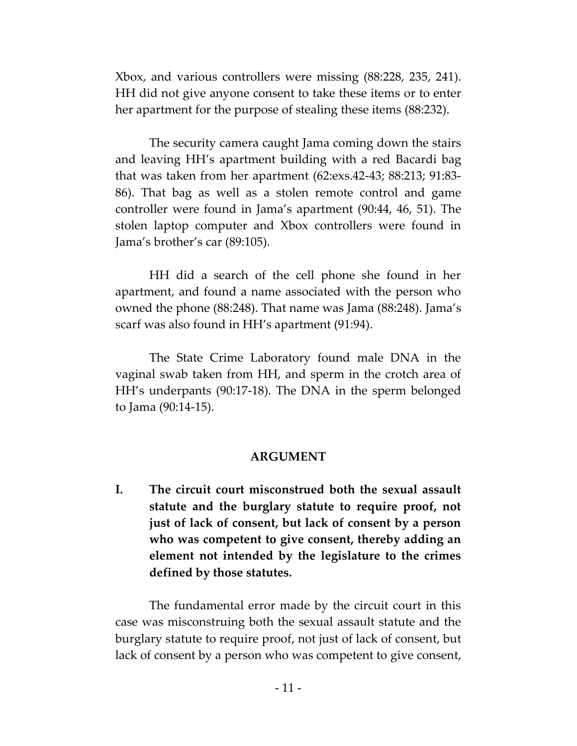Xbox, and various controllers were missing (88:228, 235, 241). HH did not give anyone consent to take these items or to enter her apartment for the purpose of stealing these items (88:232).

The security camera caught Jama coming down the stairs and leaving HH's apartment building with a red Bacardi bag that was taken from her apartment (62:exs.42-43; 88:213; 91:83-86). That bag as well as a stolen remote control and game controller were found in Jama's apartment (90:44, 46, 51). The stolen laptop computer and Xbox controllers were found in Jama's brother's car (89:105).

HH did a search of the cell phone she found in her apartment, and found a name associated with the person who owned the phone (88:248). That name was Jama (88:248). Jama's scarf was also found in HH's apartment (91:94).

The State Crime Laboratory found male DNA in the vaginal swab taken from HH, and sperm in the crotch area of HH's underpants (90:17-18). The DNA in the sperm belonged to Jama (90:14-15).

## ARGUMENT

### I. The circuit court misconstrued both the sexual assault statute and the burglary statute to require proof, not just of lack of consent, but lack of consent by a person who was competent to give consent, thereby adding an element not intended by the legislature to the crimes defined by those statutes.

The fundamental error made by the circuit court in this case was misconstruing both the sexual assault statute and the burglary statute to require proof, not just of lack of consent, but lack of consent by a person who was competent to give consent,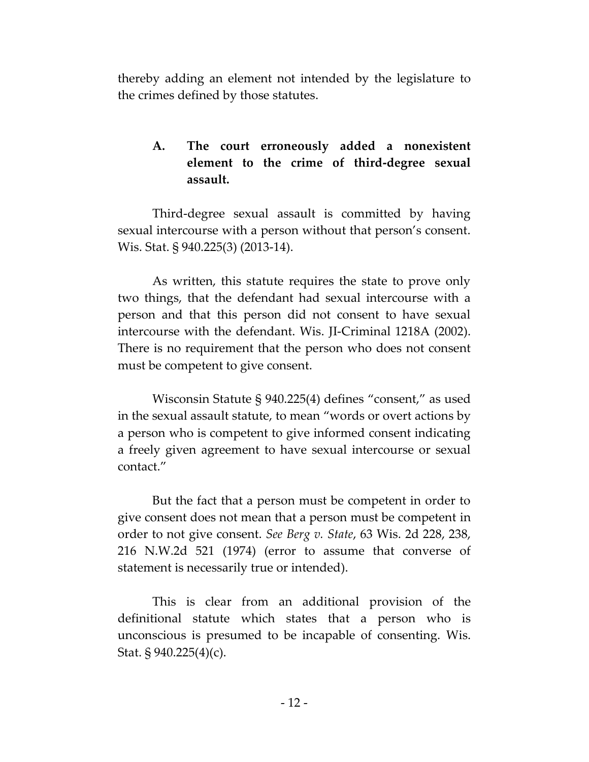thereby adding an element not intended by the legislature to the crimes defined by those statutes.

### A. The court erroneously added a nonexistent element to the crime of third-degree sexual assault.

Third-degree sexual assault is committed by having sexual intercourse with a person without that person's consent. Wis. Stat. § 940.225(3) (2013-14).

As written, this statute requires the state to prove only two things, that the defendant had sexual intercourse with a person and that this person did not consent to have sexual intercourse with the defendant. Wis. JI-Criminal 1218A (2002). There is no requirement that the person who does not consent must be competent to give consent.

Wisconsin Statute § 940.225(4) defines "consent," as used in the sexual assault statute, to mean "words or overt actions by a person who is competent to give informed consent indicating a freely given agreement to have sexual intercourse or sexual contact."

But the fact that a person must be competent in order to give consent does not mean that a person must be competent in order to not give consent. *See Berg v. State*, 63 Wis. 2d 228, 238, 216 N.W.2d 521 (1974) (error to assume that converse of statement is necessarily true or intended).

This is clear from an additional provision of the definitional statute which states that a person who is unconscious is presumed to be incapable of consenting. Wis. Stat. § 940.225(4)(c).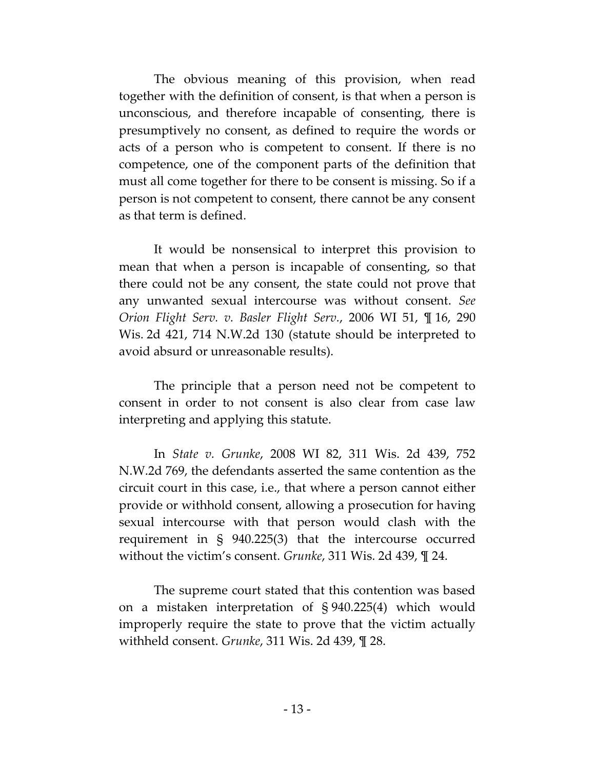The obvious meaning of this provision, when read together with the definition of consent, is that when a person is unconscious, and therefore incapable of consenting, there is presumptively no consent, as defined to require the words or acts of a person who is competent to consent. If there is no competence, one of the component parts of the definition that must all come together for there to be consent is missing. So if a person is not competent to consent, there cannot be any consent as that term is defined.

It would be nonsensical to interpret this provision to mean that when a person is incapable of consenting, so that there could not be any consent, the state could not prove that any unwanted sexual intercourse was without consent. *See Orion Flight Serv. v. Basler Flight Serv.*, 2006 WI 51, ¶ 16, 290 Wis. 2d 421, 714 N.W.2d 130 (statute should be interpreted to avoid absurd or unreasonable results).

The principle that a person need not be competent to consent in order to not consent is also clear from case law interpreting and applying this statute.

In *State v. Grunke*, 2008 WI 82, 311 Wis. 2d 439, 752 N.W.2d 769, the defendants asserted the same contention as the circuit court in this case, i.e., that where a person cannot either provide or withhold consent, allowing a prosecution for having sexual intercourse with that person would clash with the requirement in § 940.225(3) that the intercourse occurred without the victim's consent. *Grunke*, 311 Wis. 2d 439, ¶ 24.

The supreme court stated that this contention was based on a mistaken interpretation of § 940.225(4) which would improperly require the state to prove that the victim actually withheld consent. *Grunke*, 311 Wis. 2d 439, ¶ 28.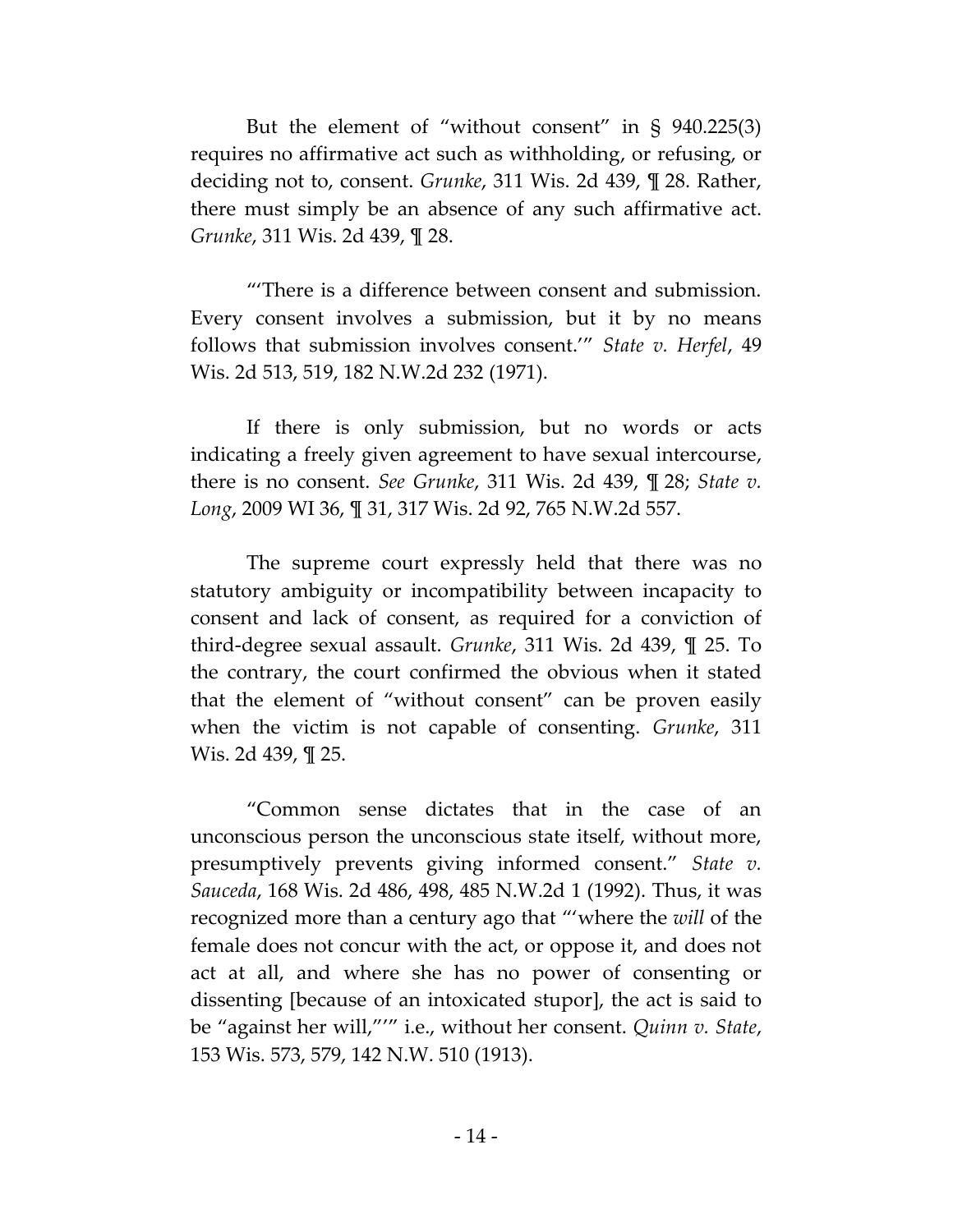But the element of "without consent" in § 940.225(3) requires no affirmative act such as withholding, or refusing, or deciding not to, consent. *Grunke*, 311 Wis. 2d 439, ¶ 28. Rather, there must simply be an absence of any such affirmative act. *Grunke*, 311 Wis. 2d 439, ¶ 28.

"'There is a difference between consent and submission. Every consent involves a submission, but it by no means follows that submission involves consent.'" *State v. Herfel*, 49 Wis. 2d 513, 519, 182 N.W.2d 232 (1971).

If there is only submission, but no words or acts indicating a freely given agreement to have sexual intercourse, there is no consent. *See Grunke*, 311 Wis. 2d 439, ¶ 28; *State v. Long*, 2009 WI 36, ¶ 31, 317 Wis. 2d 92, 765 N.W.2d 557.

The supreme court expressly held that there was no statutory ambiguity or incompatibility between incapacity to consent and lack of consent, as required for a conviction of third-degree sexual assault. *Grunke*, 311 Wis. 2d 439, ¶ 25. To the contrary, the court confirmed the obvious when it stated that the element of "without consent" can be proven easily when the victim is not capable of consenting. *Grunke*, 311 Wis. 2d 439, ¶ 25.

"Common sense dictates that in the case of an unconscious person the unconscious state itself, without more, presumptively prevents giving informed consent." *State v. Sauceda*, 168 Wis. 2d 486, 498, 485 N.W.2d 1 (1992). Thus, it was recognized more than a century ago that "'where the *will* of the female does not concur with the act, or oppose it, and does not act at all, and where she has no power of consenting or dissenting [because of an intoxicated stupor], the act is said to be "against her will,"'" i.e., without her consent. *Quinn v. State*, 153 Wis. 573, 579, 142 N.W. 510 (1913).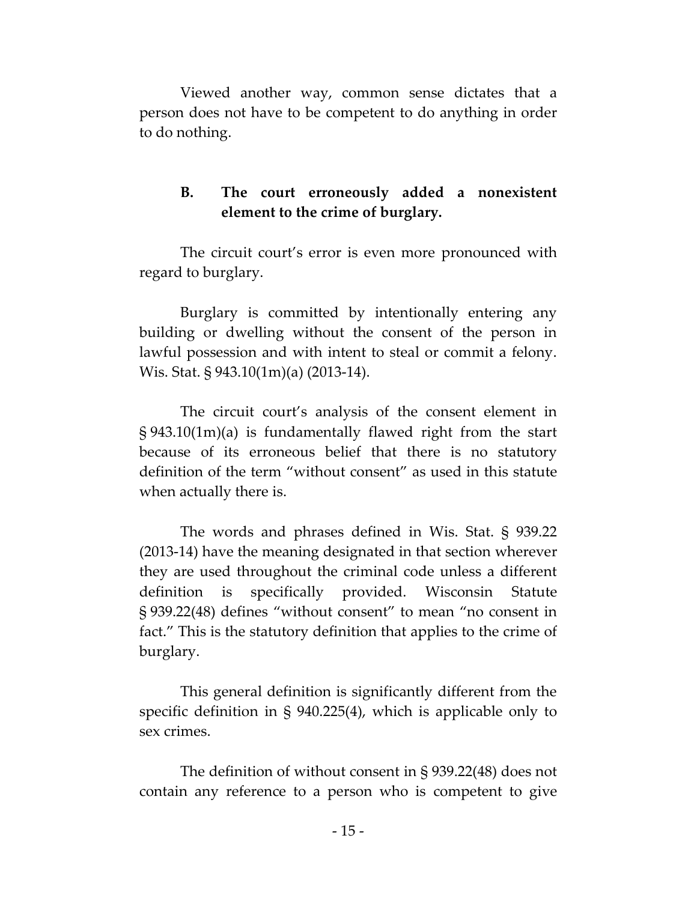Viewed another way, common sense dictates that a person does not have to be competent to do anything in order to do nothing.

### B. The court erroneously added a nonexistent element to the crime of burglary.

The circuit court's error is even more pronounced with regard to burglary.

Burglary is committed by intentionally entering any building or dwelling without the consent of the person in lawful possession and with intent to steal or commit a felony. Wis. Stat. § 943.10(1m)(a) (2013-14).

The circuit court's analysis of the consent element in § 943.10(1m)(a) is fundamentally flawed right from the start because of its erroneous belief that there is no statutory definition of the term "without consent" as used in this statute when actually there is.

The words and phrases defined in Wis. Stat. § 939.22 (2013-14) have the meaning designated in that section wherever they are used throughout the criminal code unless a different definition is specifically provided. Wisconsin Statute § 939.22(48) defines "without consent" to mean "no consent in fact." This is the statutory definition that applies to the crime of burglary.

This general definition is significantly different from the specific definition in § 940.225(4), which is applicable only to sex crimes.

The definition of without consent in § 939.22(48) does not contain any reference to a person who is competent to give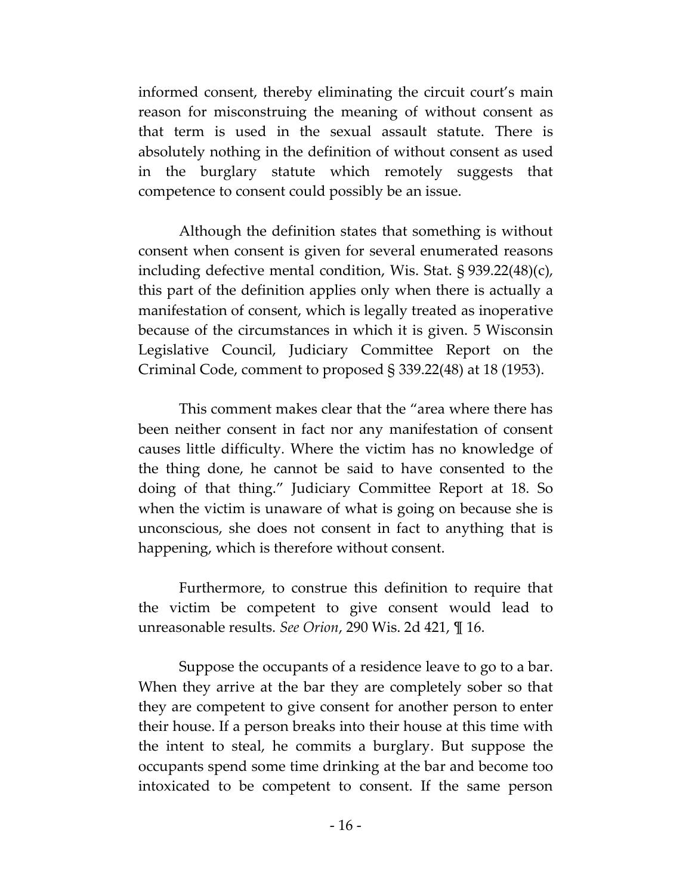informed consent, thereby eliminating the circuit court's main reason for misconstruing the meaning of without consent as that term is used in the sexual assault statute. There is absolutely nothing in the definition of without consent as used in the burglary statute which remotely suggests that competence to consent could possibly be an issue.

Although the definition states that something is without consent when consent is given for several enumerated reasons including defective mental condition, Wis. Stat. § 939.22(48)(c), this part of the definition applies only when there is actually a manifestation of consent, which is legally treated as inoperative because of the circumstances in which it is given. 5 Wisconsin Legislative Council, Judiciary Committee Report on the Criminal Code, comment to proposed § 339.22(48) at 18 (1953).

This comment makes clear that the "area where there has been neither consent in fact nor any manifestation of consent causes little difficulty. Where the victim has no knowledge of the thing done, he cannot be said to have consented to the doing of that thing." Judiciary Committee Report at 18. So when the victim is unaware of what is going on because she is unconscious, she does not consent in fact to anything that is happening, which is therefore without consent.

Furthermore, to construe this definition to require that the victim be competent to give consent would lead to unreasonable results. *See Orion*, 290 Wis. 2d 421, ¶ 16.

Suppose the occupants of a residence leave to go to a bar. When they arrive at the bar they are completely sober so that they are competent to give consent for another person to enter their house. If a person breaks into their house at this time with the intent to steal, he commits a burglary. But suppose the occupants spend some time drinking at the bar and become too intoxicated to be competent to consent. If the same person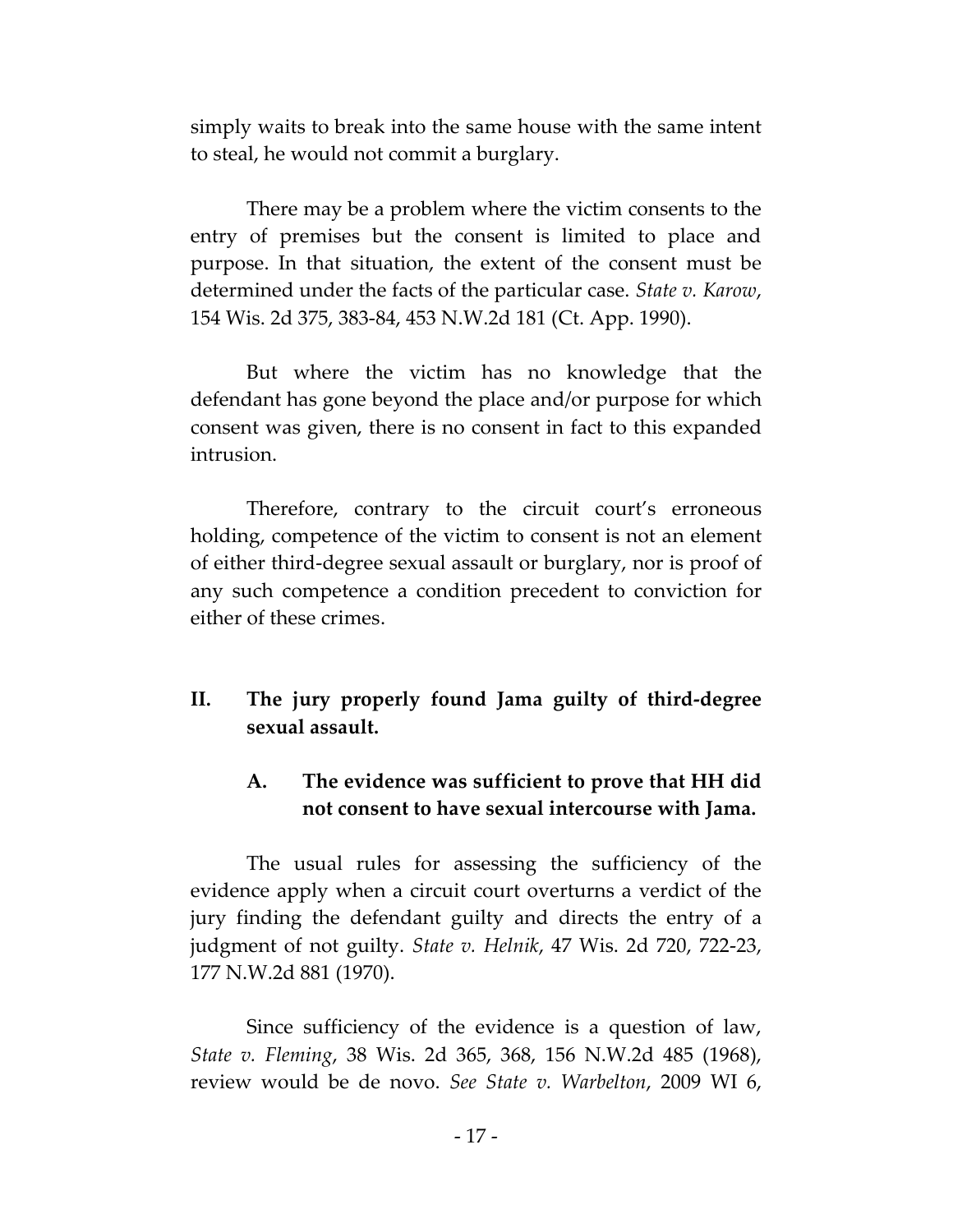simply waits to break into the same house with the same intent to steal, he would not commit a burglary.

There may be a problem where the victim consents to the entry of premises but the consent is limited to place and purpose. In that situation, the extent of the consent must be determined under the facts of the particular case. *State v. Karow*, 154 Wis. 2d 375, 383-84, 453 N.W.2d 181 (Ct. App. 1990).

But where the victim has no knowledge that the defendant has gone beyond the place and/or purpose for which consent was given, there is no consent in fact to this expanded intrusion.

Therefore, contrary to the circuit court's erroneous holding, competence of the victim to consent is not an element of either third-degree sexual assault or burglary, nor is proof of any such competence a condition precedent to conviction for either of these crimes.

## II. The jury properly found Jama guilty of third-degree sexual assault.

### A. The evidence was sufficient to prove that HH did not consent to have sexual intercourse with Jama.

The usual rules for assessing the sufficiency of the evidence apply when a circuit court overturns a verdict of the jury finding the defendant guilty and directs the entry of a judgment of not guilty. *State v. Helnik*, 47 Wis. 2d 720, 722-23, 177 N.W.2d 881 (1970).

Since sufficiency of the evidence is a question of law, *State v. Fleming*, 38 Wis. 2d 365, 368, 156 N.W.2d 485 (1968), review would be de novo. *See State v. Warbelton*, 2009 WI 6,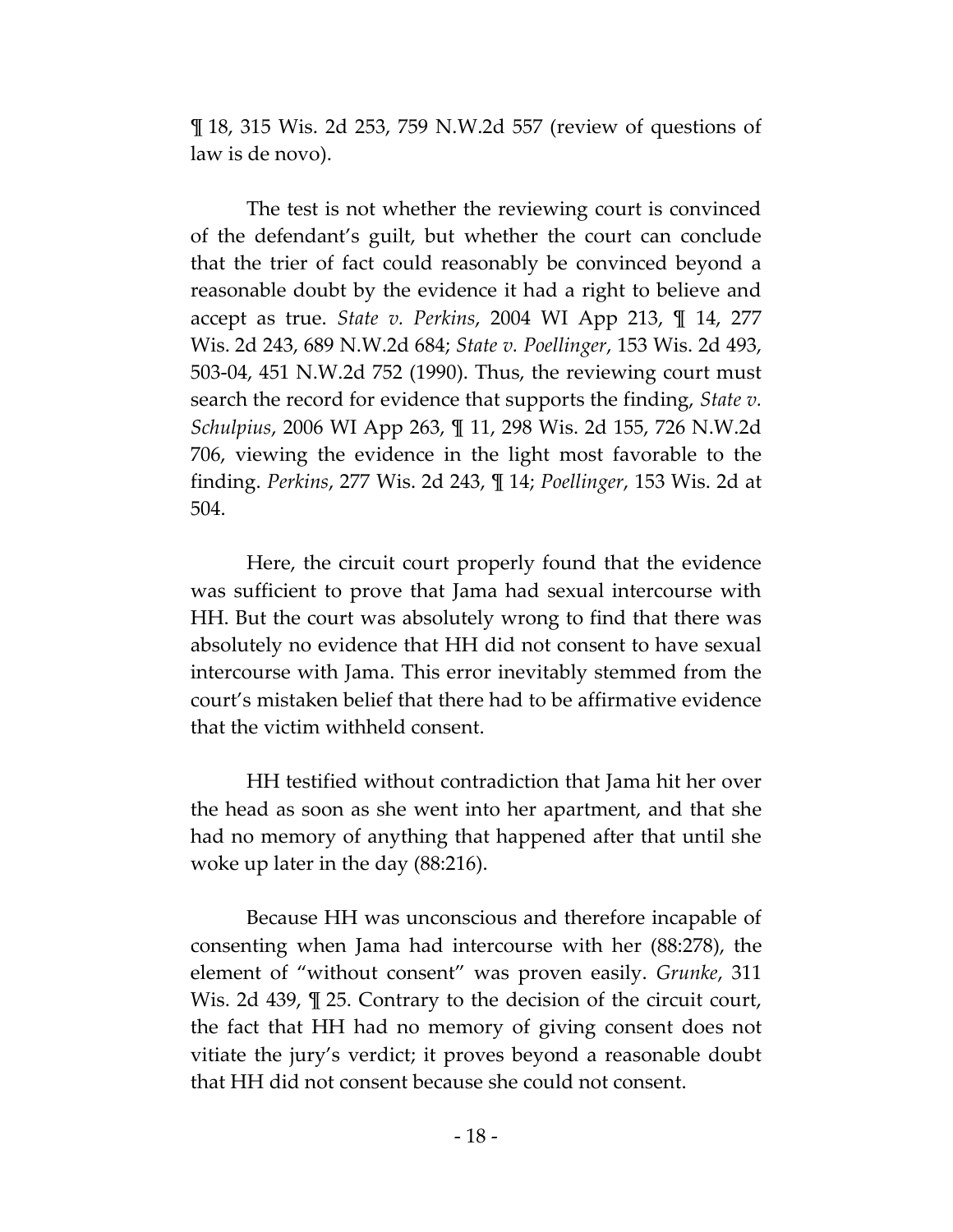¶ 18, 315 Wis. 2d 253, 759 N.W.2d 557 (review of questions of law is de novo).

The test is not whether the reviewing court is convinced of the defendant's guilt, but whether the court can conclude that the trier of fact could reasonably be convinced beyond a reasonable doubt by the evidence it had a right to believe and accept as true. *State v. Perkins*, 2004 WI App 213, ¶ 14, 277 Wis. 2d 243, 689 N.W.2d 684; *State v. Poellinger*, 153 Wis. 2d 493, 503-04, 451 N.W.2d 752 (1990). Thus, the reviewing court must search the record for evidence that supports the finding, *State v. Schulpius*, 2006 WI App 263, ¶ 11, 298 Wis. 2d 155, 726 N.W.2d 706, viewing the evidence in the light most favorable to the finding. *Perkins*, 277 Wis. 2d 243, ¶ 14; *Poellinger*, 153 Wis. 2d at 504.

Here, the circuit court properly found that the evidence was sufficient to prove that Jama had sexual intercourse with HH. But the court was absolutely wrong to find that there was absolutely no evidence that HH did not consent to have sexual intercourse with Jama. This error inevitably stemmed from the court's mistaken belief that there had to be affirmative evidence that the victim withheld consent.

HH testified without contradiction that Jama hit her over the head as soon as she went into her apartment, and that she had no memory of anything that happened after that until she woke up later in the day (88:216).

Because HH was unconscious and therefore incapable of consenting when Jama had intercourse with her (88:278), the element of "without consent" was proven easily. *Grunke*, 311 Wis. 2d 439, ¶ 25. Contrary to the decision of the circuit court, the fact that HH had no memory of giving consent does not vitiate the jury's verdict; it proves beyond a reasonable doubt that HH did not consent because she could not consent.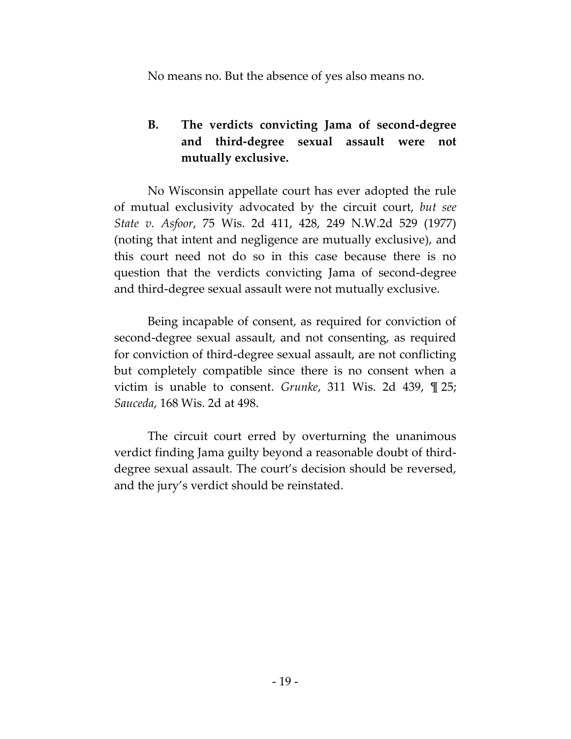No means no. But the absence of yes also means no.

### B. The verdicts convicting Jama of second-degree and third-degree sexual assault were not mutually exclusive.

No Wisconsin appellate court has ever adopted the rule of mutual exclusivity advocated by the circuit court, *but see State v. Asfoor*, 75 Wis. 2d 411, 428, 249 N.W.2d 529 (1977) (noting that intent and negligence are mutually exclusive), and this court need not do so in this case because there is no question that the verdicts convicting Jama of second-degree and third-degree sexual assault were not mutually exclusive.

Being incapable of consent, as required for conviction of second-degree sexual assault, and not consenting, as required for conviction of third-degree sexual assault, are not conflicting but completely compatible since there is no consent when a victim is unable to consent. *Grunke*, 311 Wis. 2d 439, ¶ 25; *Sauceda*, 168 Wis. 2d at 498.

The circuit court erred by overturning the unanimous verdict finding Jama guilty beyond a reasonable doubt of third-degree sexual assault. The court's decision should be reversed, and the jury's verdict should be reinstated.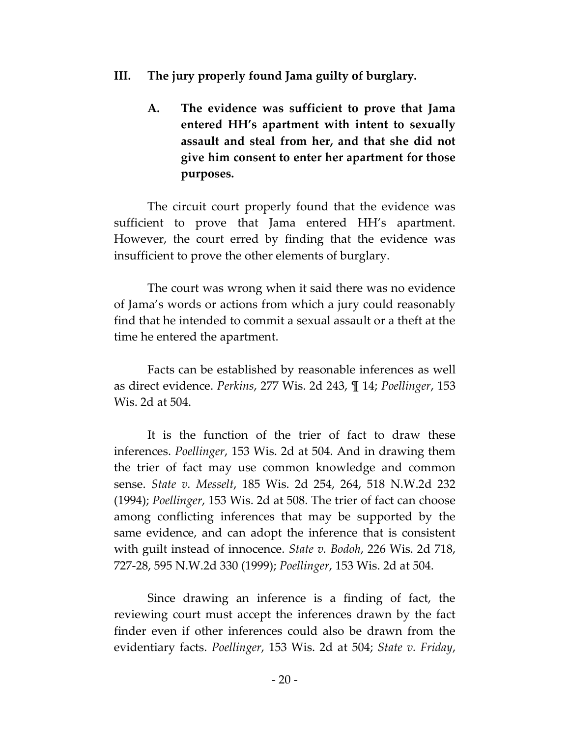## III. The jury properly found Jama guilty of burglary.

### A. The evidence was sufficient to prove that Jama entered HH's apartment with intent to sexually assault and steal from her, and that she did not give him consent to enter her apartment for those purposes.

The circuit court properly found that the evidence was sufficient to prove that Jama entered HH's apartment. However, the court erred by finding that the evidence was insufficient to prove the other elements of burglary.

The court was wrong when it said there was no evidence of Jama's words or actions from which a jury could reasonably find that he intended to commit a sexual assault or a theft at the time he entered the apartment.

Facts can be established by reasonable inferences as well as direct evidence. *Perkins*, 277 Wis. 2d 243, ¶ 14; *Poellinger*, 153 Wis. 2d at 504.

It is the function of the trier of fact to draw these inferences. *Poellinger*, 153 Wis. 2d at 504. And in drawing them the trier of fact may use common knowledge and common sense. *State v. Messelt*, 185 Wis. 2d 254, 264, 518 N.W.2d 232 (1994); *Poellinger*, 153 Wis. 2d at 508. The trier of fact can choose among conflicting inferences that may be supported by the same evidence, and can adopt the inference that is consistent with guilt instead of innocence. *State v. Bodoh*, 226 Wis. 2d 718, 727-28, 595 N.W.2d 330 (1999); *Poellinger*, 153 Wis. 2d at 504.

Since drawing an inference is a finding of fact, the reviewing court must accept the inferences drawn by the fact finder even if other inferences could also be drawn from the evidentiary facts. *Poellinger*, 153 Wis. 2d at 504; *State v. Friday*,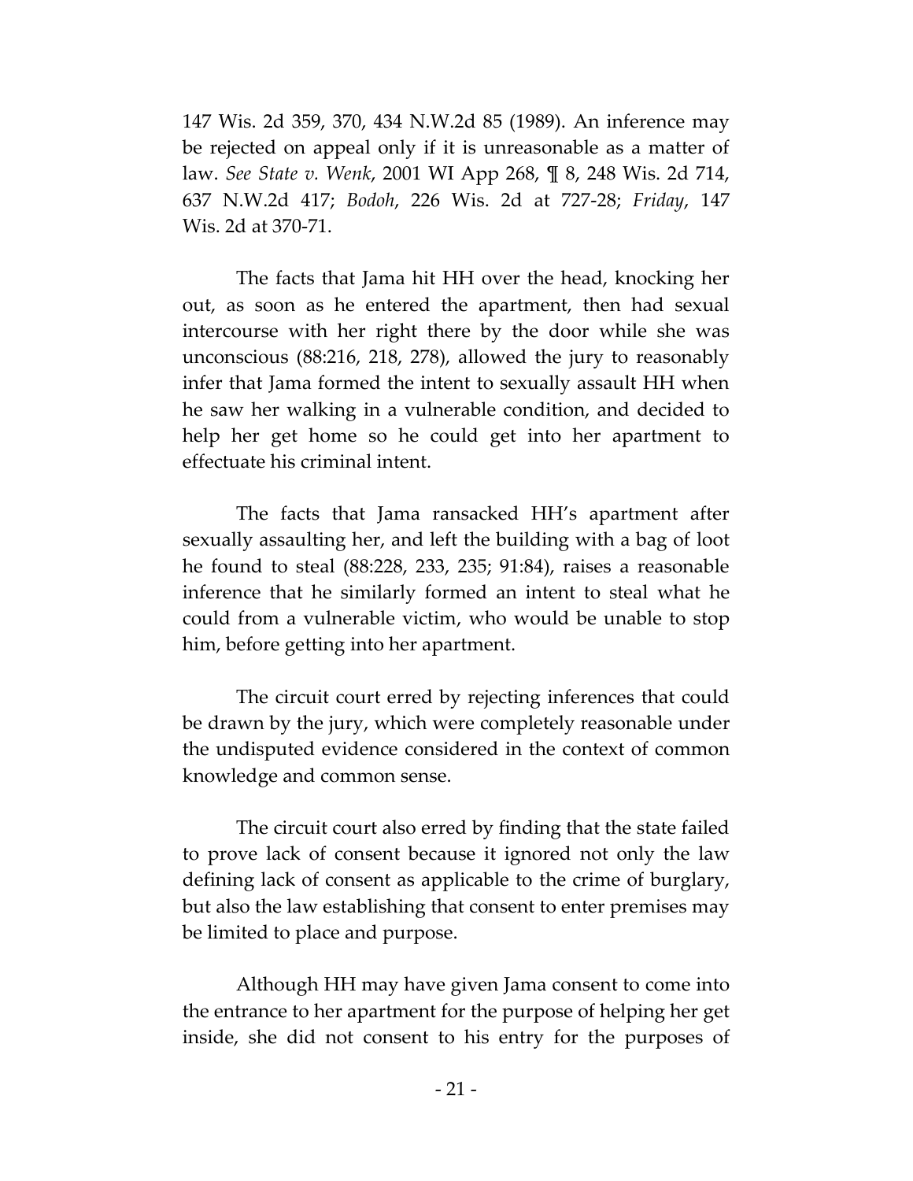147 Wis. 2d 359, 370, 434 N.W.2d 85 (1989). An inference may be rejected on appeal only if it is unreasonable as a matter of law. *See State v. Wenk*, 2001 WI App 268, ¶ 8, 248 Wis. 2d 714, 637 N.W.2d 417; *Bodoh*, 226 Wis. 2d at 727-28; *Friday*, 147 Wis. 2d at 370-71.

The facts that Jama hit HH over the head, knocking her out, as soon as he entered the apartment, then had sexual intercourse with her right there by the door while she was unconscious (88:216, 218, 278), allowed the jury to reasonably infer that Jama formed the intent to sexually assault HH when he saw her walking in a vulnerable condition, and decided to help her get home so he could get into her apartment to effectuate his criminal intent.

The facts that Jama ransacked HH's apartment after sexually assaulting her, and left the building with a bag of loot he found to steal (88:228, 233, 235; 91:84), raises a reasonable inference that he similarly formed an intent to steal what he could from a vulnerable victim, who would be unable to stop him, before getting into her apartment.

The circuit court erred by rejecting inferences that could be drawn by the jury, which were completely reasonable under the undisputed evidence considered in the context of common knowledge and common sense.

The circuit court also erred by finding that the state failed to prove lack of consent because it ignored not only the law defining lack of consent as applicable to the crime of burglary, but also the law establishing that consent to enter premises may be limited to place and purpose.

Although HH may have given Jama consent to come into the entrance to her apartment for the purpose of helping her get inside, she did not consent to his entry for the purposes of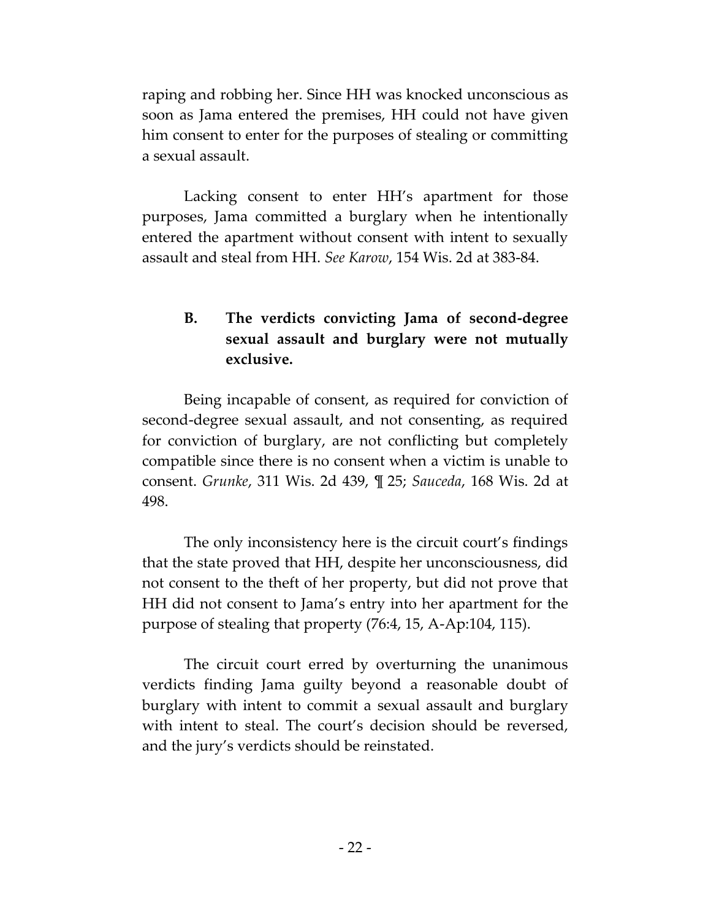raping and robbing her. Since HH was knocked unconscious as soon as Jama entered the premises, HH could not have given him consent to enter for the purposes of stealing or committing a sexual assault.

Lacking consent to enter HH's apartment for those purposes, Jama committed a burglary when he intentionally entered the apartment without consent with intent to sexually assault and steal from HH. *See Karow*, 154 Wis. 2d at 383-84.

### B. The verdicts convicting Jama of second-degree sexual assault and burglary were not mutually exclusive.

Being incapable of consent, as required for conviction of second-degree sexual assault, and not consenting, as required for conviction of burglary, are not conflicting but completely compatible since there is no consent when a victim is unable to consent. *Grunke*, 311 Wis. 2d 439, ¶ 25; *Sauceda*, 168 Wis. 2d at 498.

The only inconsistency here is the circuit court's findings that the state proved that HH, despite her unconsciousness, did not consent to the theft of her property, but did not prove that HH did not consent to Jama's entry into her apartment for the purpose of stealing that property (76:4, 15, A-Ap:104, 115).

The circuit court erred by overturning the unanimous verdicts finding Jama guilty beyond a reasonable doubt of burglary with intent to commit a sexual assault and burglary with intent to steal. The court's decision should be reversed, and the jury's verdicts should be reinstated.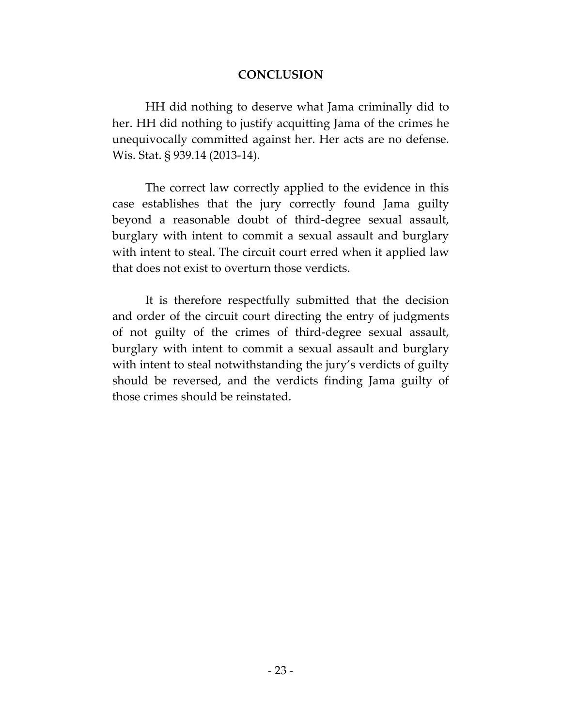## CONCLUSION

HH did nothing to deserve what Jama criminally did to her. HH did nothing to justify acquitting Jama of the crimes he unequivocally committed against her. Her acts are no defense. Wis. Stat. § 939.14 (2013-14).

The correct law correctly applied to the evidence in this case establishes that the jury correctly found Jama guilty beyond a reasonable doubt of third-degree sexual assault, burglary with intent to commit a sexual assault and burglary with intent to steal. The circuit court erred when it applied law that does not exist to overturn those verdicts.

It is therefore respectfully submitted that the decision and order of the circuit court directing the entry of judgments of not guilty of the crimes of third-degree sexual assault, burglary with intent to commit a sexual assault and burglary with intent to steal notwithstanding the jury's verdicts of guilty should be reversed, and the verdicts finding Jama guilty of those crimes should be reinstated.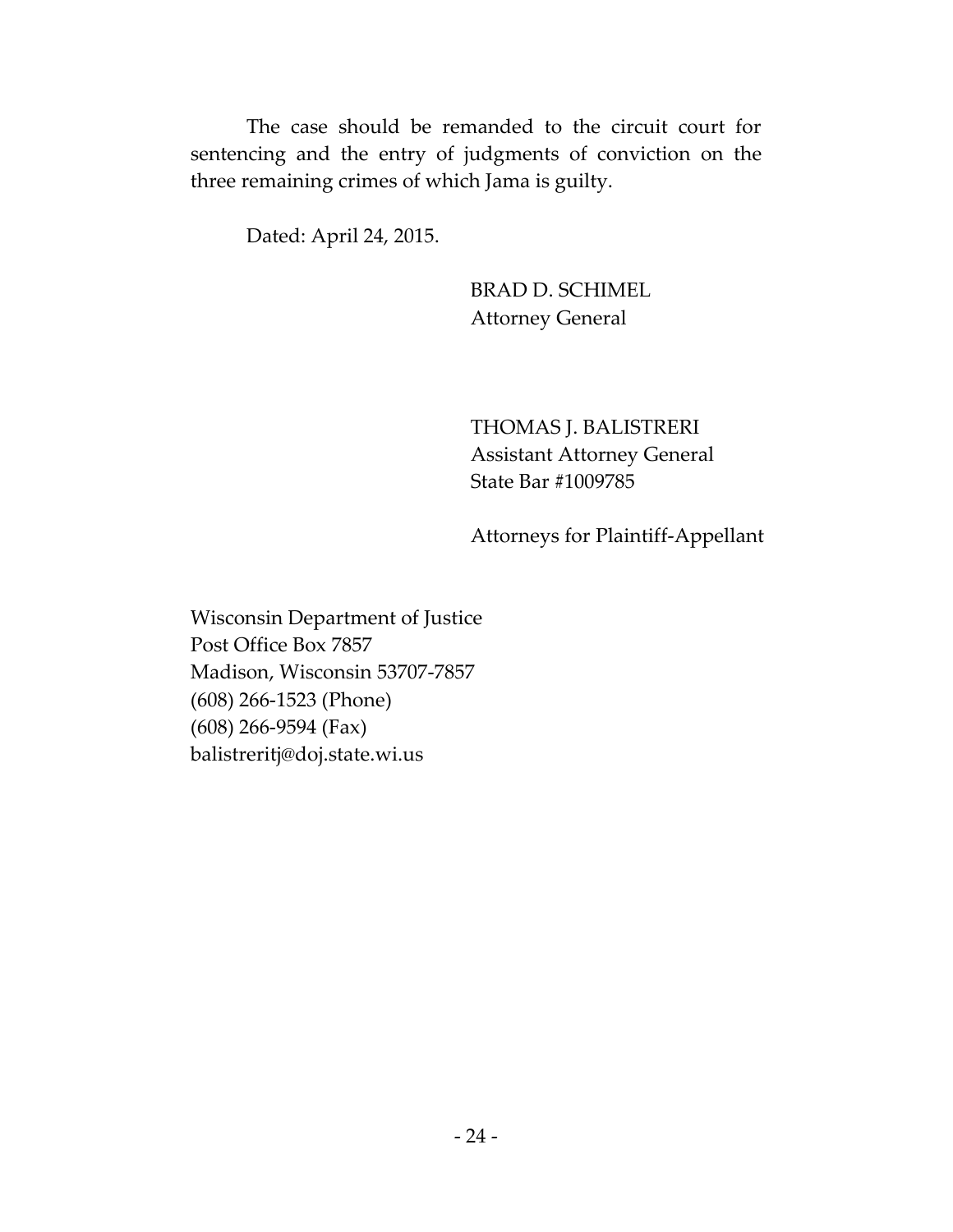The case should be remanded to the circuit court for sentencing and the entry of judgments of conviction on the three remaining crimes of which Jama is guilty.

Dated: April 24, 2015.

BRAD D. SCHIMEL
Attorney General

THOMAS J. BALISTRERI
Assistant Attorney General
State Bar #1009785

Attorneys for Plaintiff-Appellant

Wisconsin Department of Justice
Post Office Box 7857
Madison, Wisconsin 53707-7857
(608) 266-1523 (Phone)
(608) 266-9594 (Fax)
balistreritj@doj.state.wi.us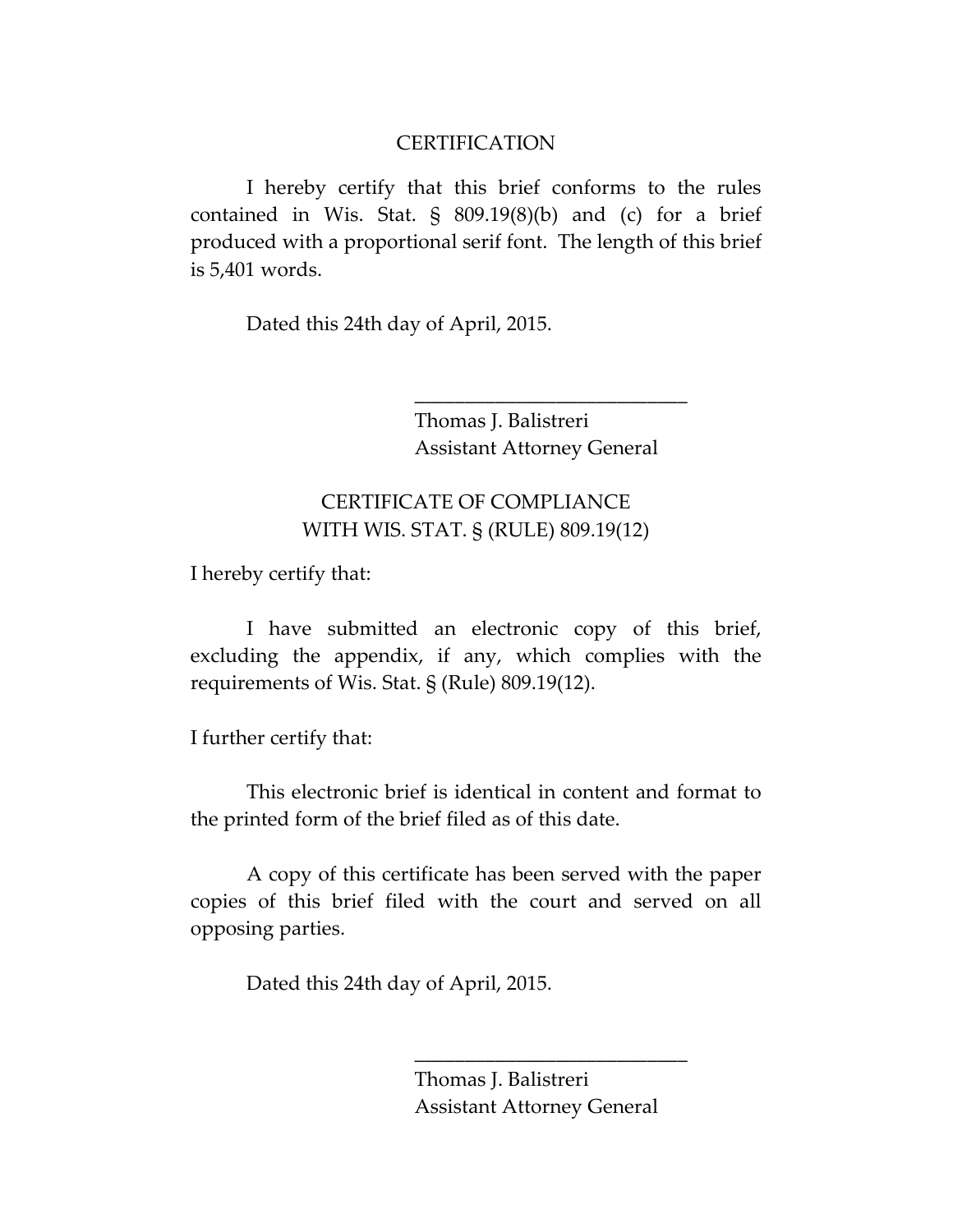## CERTIFICATION

I hereby certify that this brief conforms to the rules contained in Wis. Stat. § 809.19(8)(b) and (c) for a brief produced with a proportional serif font. The length of this brief is 5,401 words.

Dated this 24th day of April, 2015.

\_\_\_\_\_\_\_\_\_\_\_\_\_\_\_\_\_\_\_\_\_\_\_\_\_\_\_\_\_\_

Thomas J. Balistreri
Assistant Attorney General

## CERTIFICATE OF COMPLIANCE WITH WIS. STAT. § (RULE) 809.19(12)

I hereby certify that:

I have submitted an electronic copy of this brief, excluding the appendix, if any, which complies with the requirements of Wis. Stat. § (Rule) 809.19(12).

I further certify that:

This electronic brief is identical in content and format to the printed form of the brief filed as of this date.

A copy of this certificate has been served with the paper copies of this brief filed with the court and served on all opposing parties.

Dated this 24th day of April, 2015.

\_\_\_\_\_\_\_\_\_\_\_\_\_\_\_\_\_\_\_\_\_\_\_\_\_\_\_\_\_\_

Thomas J. Balistreri
Assistant Attorney General